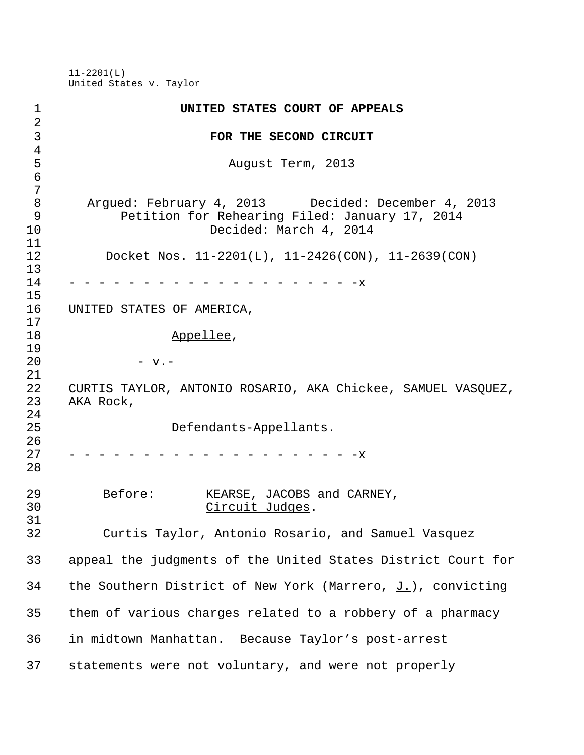11-2201(L)
United States v. Taylor

**UNITED STATES COURT OF APPEALS**

**FOR THE SECOND CIRCUIT**

August Term, 2013

Argued: February 4, 2013 Decided: December 4, 2013
Petition for Rehearing Filed: January 17, 2014
Decided: March 4, 2014

Docket Nos. 11-2201(L), 11-2426(CON), 11-2639(CON)

- - - - - - - - - - - - - - - - - - - - - -x

UNITED STATES OF AMERICA,

Appellee,

- v.-

CURTIS TAYLOR, ANTONIO ROSARIO, AKA Chickee, SAMUEL VASQUEZ, AKA Rock,

Defendants-Appellants.

- - - - - - - - - - - - - - - - - - - - - -x

Before: KEARSE, JACOBS and CARNEY, Circuit Judges.

Curtis Taylor, Antonio Rosario, and Samuel Vasquez appeal the judgments of the United States District Court for the Southern District of New York (Marrero, J.), convicting them of various charges related to a robbery of a pharmacy in midtown Manhattan. Because Taylor's post-arrest statements were not voluntary, and were not properly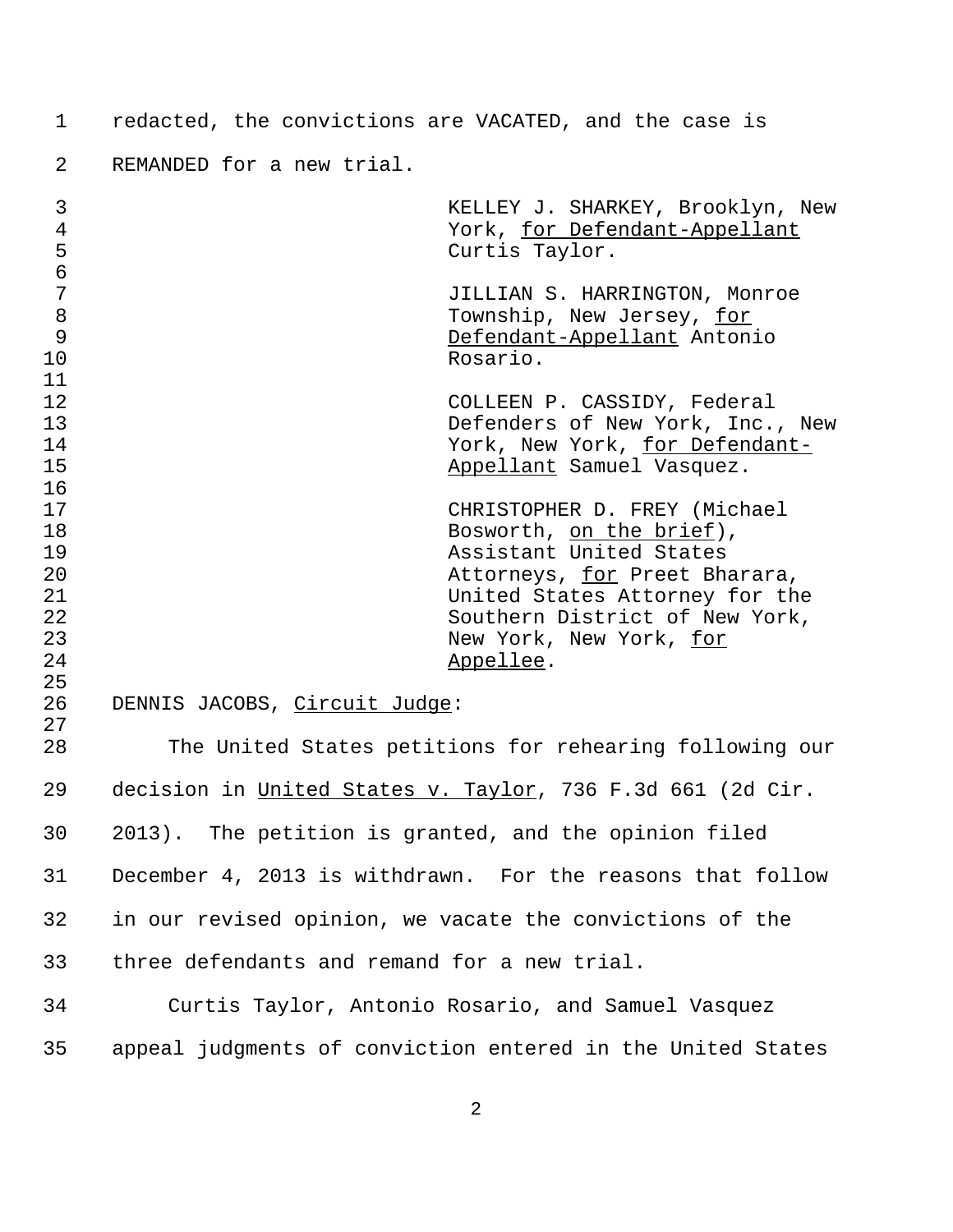redacted, the convictions are VACATED, and the case is REMANDED for a new trial.

KELLEY J. SHARKEY, Brooklyn, New York, _for Defendant-Appellant_ Curtis Taylor.

JILLIAN S. HARRINGTON, Monroe Township, New Jersey, _for Defendant-Appellant_ Antonio Rosario.

COLLEEN P. CASSIDY, Federal Defenders of New York, Inc., New York, New York, _for Defendant-Appellant_ Samuel Vasquez.

CHRISTOPHER D. FREY (Michael Bosworth, _on the brief_), Assistant United States Attorneys, _for_ Preet Bharara, United States Attorney for the Southern District of New York, New York, New York, _for Appellee_.

DENNIS JACOBS, _Circuit Judge_:

The United States petitions for rehearing following our decision in _United States v. Taylor_, 736 F.3d 661 (2d Cir. 2013). The petition is granted, and the opinion filed December 4, 2013 is withdrawn. For the reasons that follow in our revised opinion, we vacate the convictions of the three defendants and remand for a new trial.

Curtis Taylor, Antonio Rosario, and Samuel Vasquez appeal judgments of conviction entered in the United States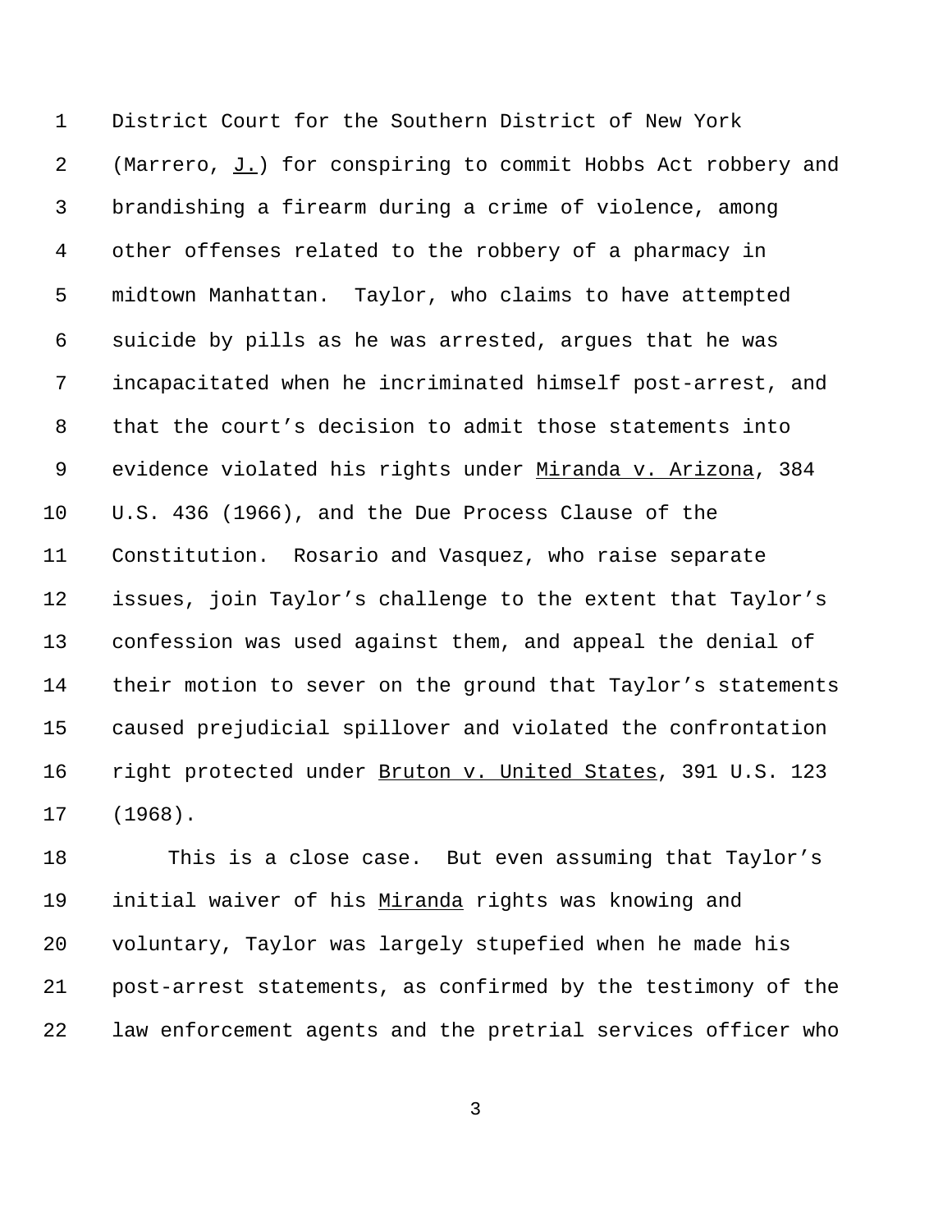District Court for the Southern District of New York (Marrero, J.) for conspiring to commit Hobbs Act robbery and brandishing a firearm during a crime of violence, among other offenses related to the robbery of a pharmacy in midtown Manhattan. Taylor, who claims to have attempted suicide by pills as he was arrested, argues that he was incapacitated when he incriminated himself post-arrest, and that the court's decision to admit those statements into evidence violated his rights under Miranda v. Arizona, 384 U.S. 436 (1966), and the Due Process Clause of the Constitution. Rosario and Vasquez, who raise separate issues, join Taylor's challenge to the extent that Taylor's confession was used against them, and appeal the denial of their motion to sever on the ground that Taylor's statements caused prejudicial spillover and violated the confrontation right protected under Bruton v. United States, 391 U.S. 123 (1968).

This is a close case. But even assuming that Taylor's initial waiver of his Miranda rights was knowing and voluntary, Taylor was largely stupefied when he made his post-arrest statements, as confirmed by the testimony of the law enforcement agents and the pretrial services officer who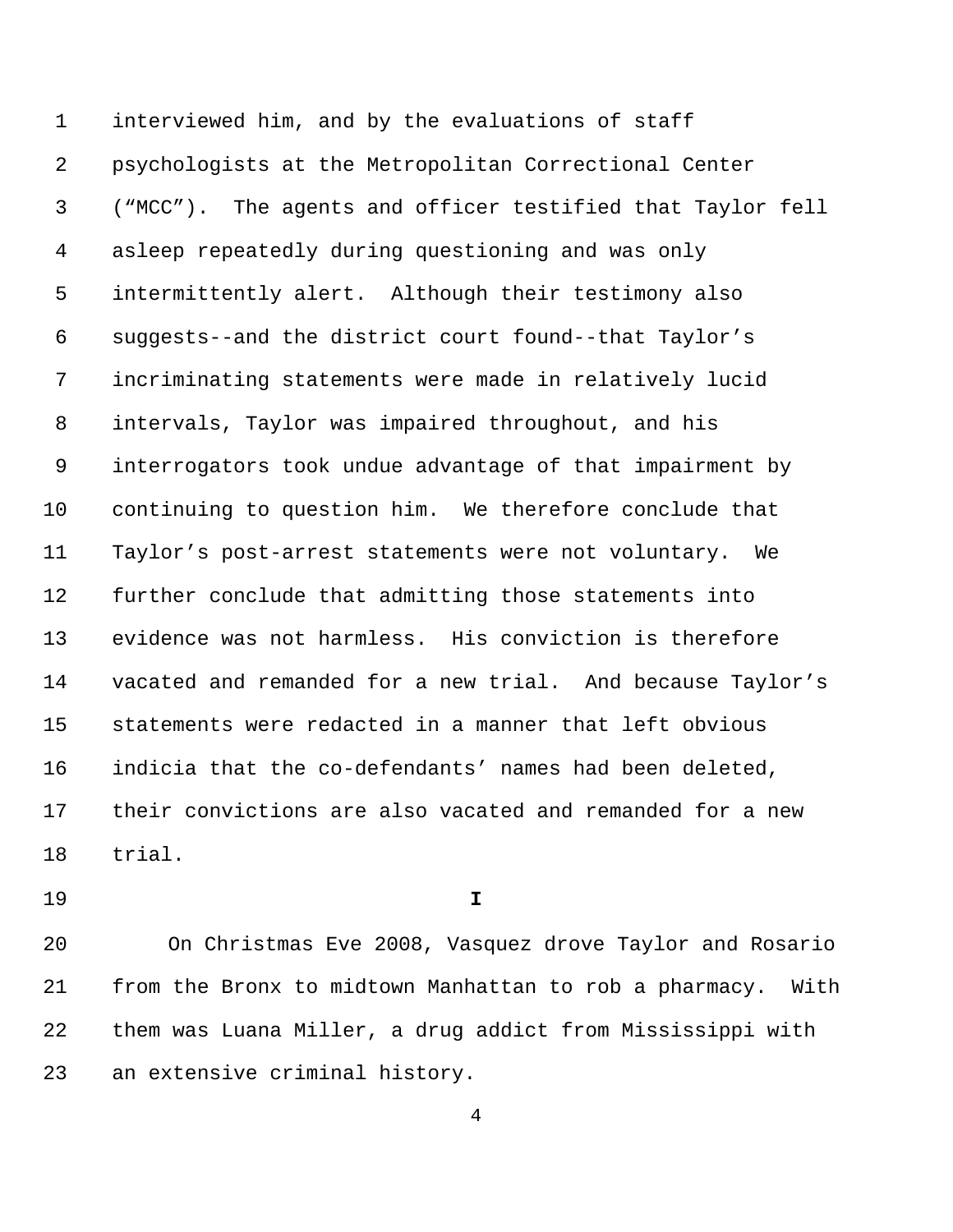interviewed him, and by the evaluations of staff psychologists at the Metropolitan Correctional Center ("MCC"). The agents and officer testified that Taylor fell asleep repeatedly during questioning and was only intermittently alert. Although their testimony also suggests--and the district court found--that Taylor's incriminating statements were made in relatively lucid intervals, Taylor was impaired throughout, and his interrogators took undue advantage of that impairment by continuing to question him. We therefore conclude that Taylor's post-arrest statements were not voluntary. We further conclude that admitting those statements into evidence was not harmless. His conviction is therefore vacated and remanded for a new trial. And because Taylor's statements were redacted in a manner that left obvious indicia that the co-defendants' names had been deleted, their convictions are also vacated and remanded for a new trial.

## I

On Christmas Eve 2008, Vasquez drove Taylor and Rosario from the Bronx to midtown Manhattan to rob a pharmacy. With them was Luana Miller, a drug addict from Mississippi with an extensive criminal history.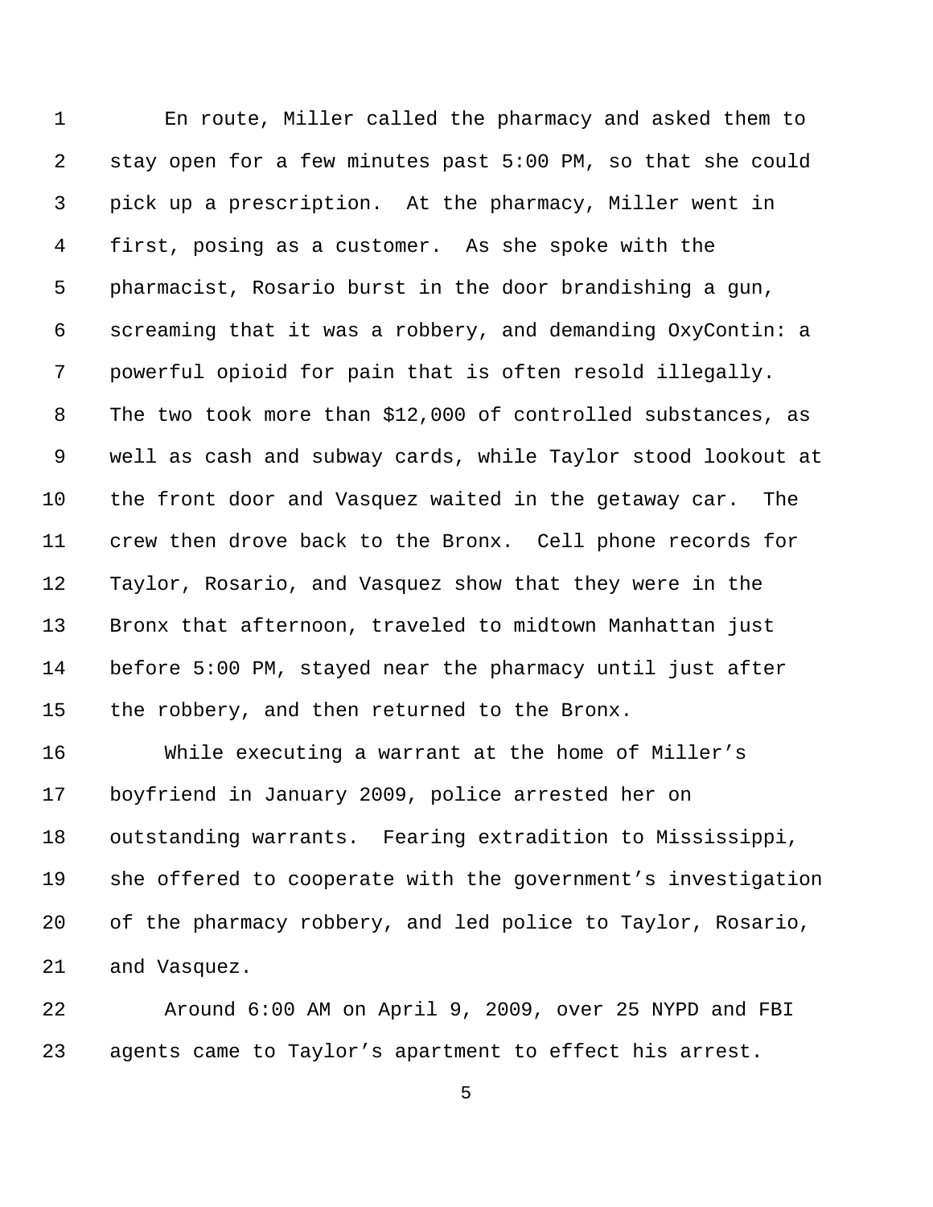En route, Miller called the pharmacy and asked them to stay open for a few minutes past 5:00 PM, so that she could pick up a prescription. At the pharmacy, Miller went in first, posing as a customer. As she spoke with the pharmacist, Rosario burst in the door brandishing a gun, screaming that it was a robbery, and demanding OxyContin: a powerful opioid for pain that is often resold illegally. The two took more than $12,000 of controlled substances, as well as cash and subway cards, while Taylor stood lookout at the front door and Vasquez waited in the getaway car. The crew then drove back to the Bronx. Cell phone records for Taylor, Rosario, and Vasquez show that they were in the Bronx that afternoon, traveled to midtown Manhattan just before 5:00 PM, stayed near the pharmacy until just after the robbery, and then returned to the Bronx.

While executing a warrant at the home of Miller's boyfriend in January 2009, police arrested her on outstanding warrants. Fearing extradition to Mississippi, she offered to cooperate with the government's investigation of the pharmacy robbery, and led police to Taylor, Rosario, and Vasquez.

Around 6:00 AM on April 9, 2009, over 25 NYPD and FBI agents came to Taylor's apartment to effect his arrest.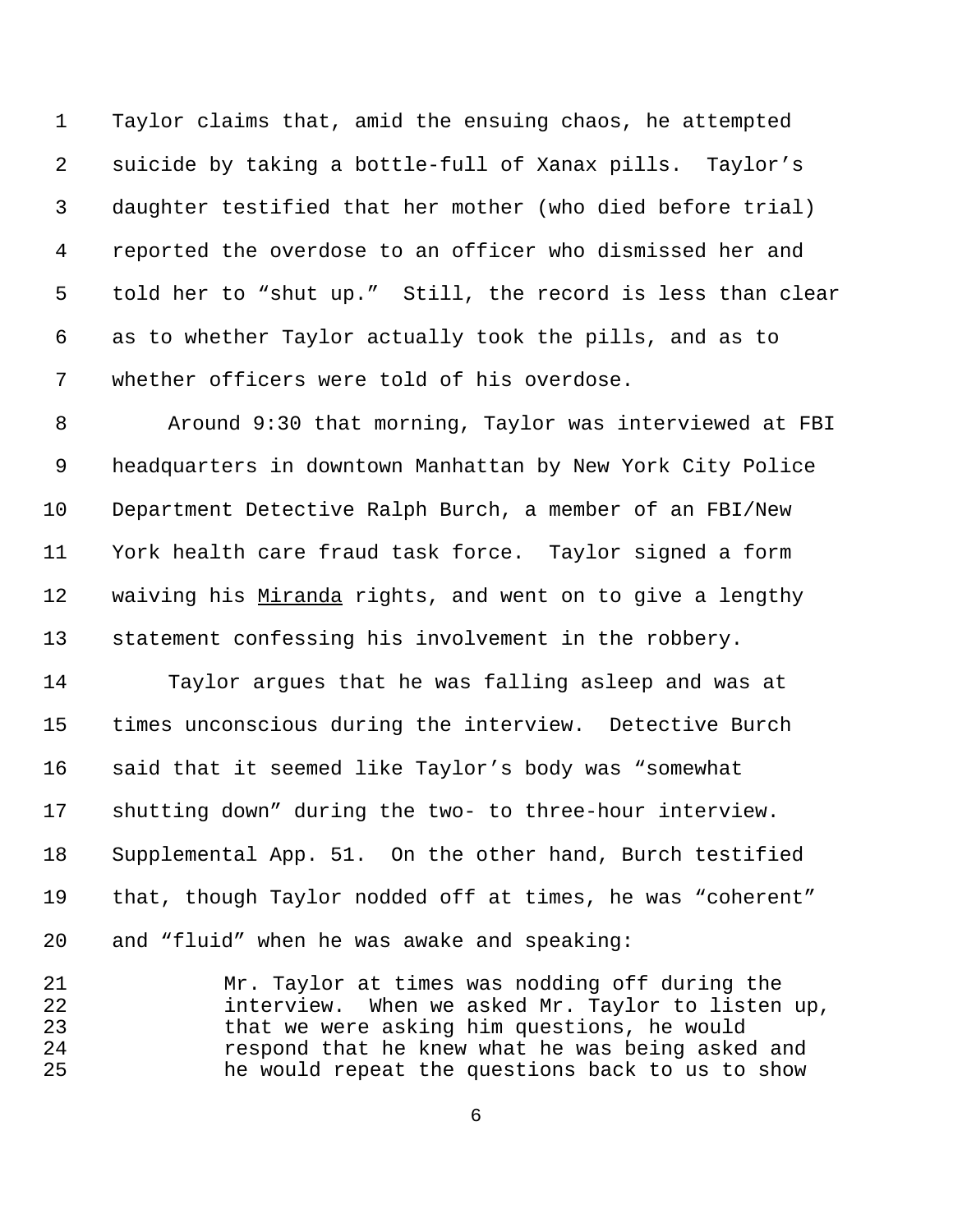Taylor claims that, amid the ensuing chaos, he attempted suicide by taking a bottle-full of Xanax pills. Taylor's daughter testified that her mother (who died before trial) reported the overdose to an officer who dismissed her and told her to "shut up." Still, the record is less than clear as to whether Taylor actually took the pills, and as to whether officers were told of his overdose.

Around 9:30 that morning, Taylor was interviewed at FBI headquarters in downtown Manhattan by New York City Police Department Detective Ralph Burch, a member of an FBI/New York health care fraud task force. Taylor signed a form waiving his Miranda rights, and went on to give a lengthy statement confessing his involvement in the robbery.

Taylor argues that he was falling asleep and was at times unconscious during the interview. Detective Burch said that it seemed like Taylor's body was "somewhat shutting down" during the two- to three-hour interview. Supplemental App. 51. On the other hand, Burch testified that, though Taylor nodded off at times, he was "coherent" and "fluid" when he was awake and speaking:

> Mr. Taylor at times was nodding off during the interview. When we asked Mr. Taylor to listen up, that we were asking him questions, he would respond that he knew what he was being asked and he would repeat the questions back to us to show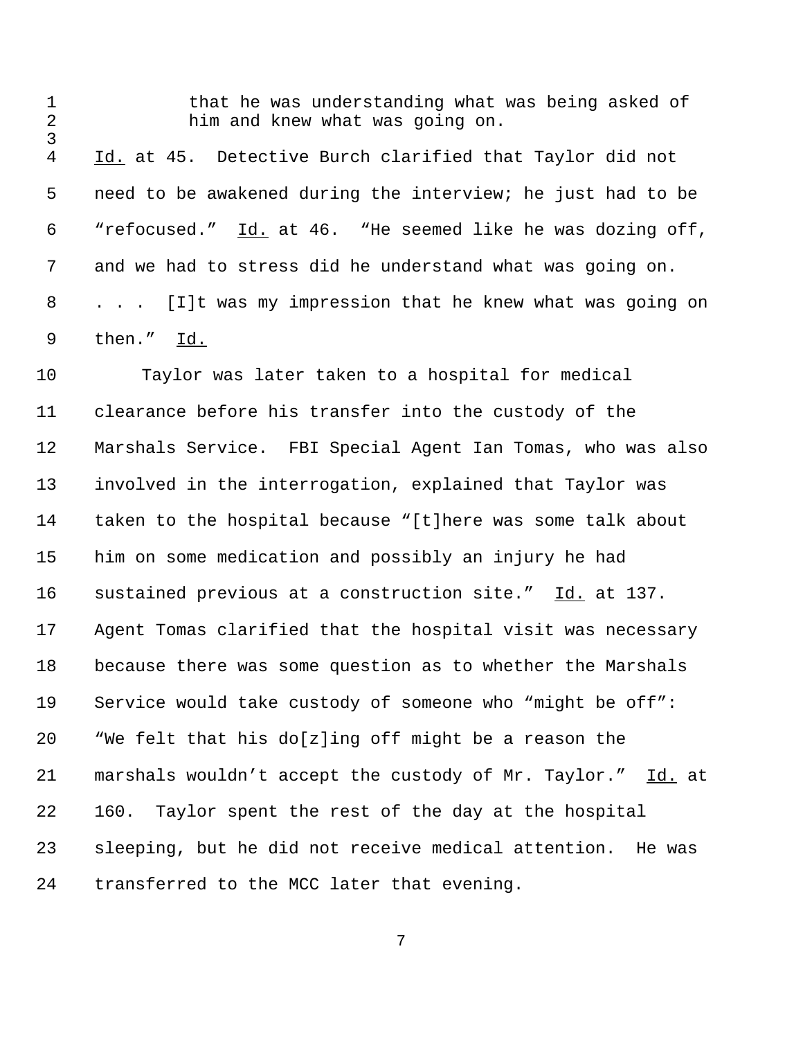> that he was understanding what was being asked of him and knew what was going on.

Id. at 45. Detective Burch clarified that Taylor did not need to be awakened during the interview; he just had to be "refocused." Id. at 46. "He seemed like he was dozing off, and we had to stress did he understand what was going on. . . . [I]t was my impression that he knew what was going on then." Id.

Taylor was later taken to a hospital for medical clearance before his transfer into the custody of the Marshals Service. FBI Special Agent Ian Tomas, who was also involved in the interrogation, explained that Taylor was taken to the hospital because "[t]here was some talk about him on some medication and possibly an injury he had sustained previous at a construction site." Id. at 137. Agent Tomas clarified that the hospital visit was necessary because there was some question as to whether the Marshals Service would take custody of someone who "might be off": "We felt that his do[z]ing off might be a reason the marshals wouldn't accept the custody of Mr. Taylor." Id. at 160. Taylor spent the rest of the day at the hospital sleeping, but he did not receive medical attention. He was transferred to the MCC later that evening.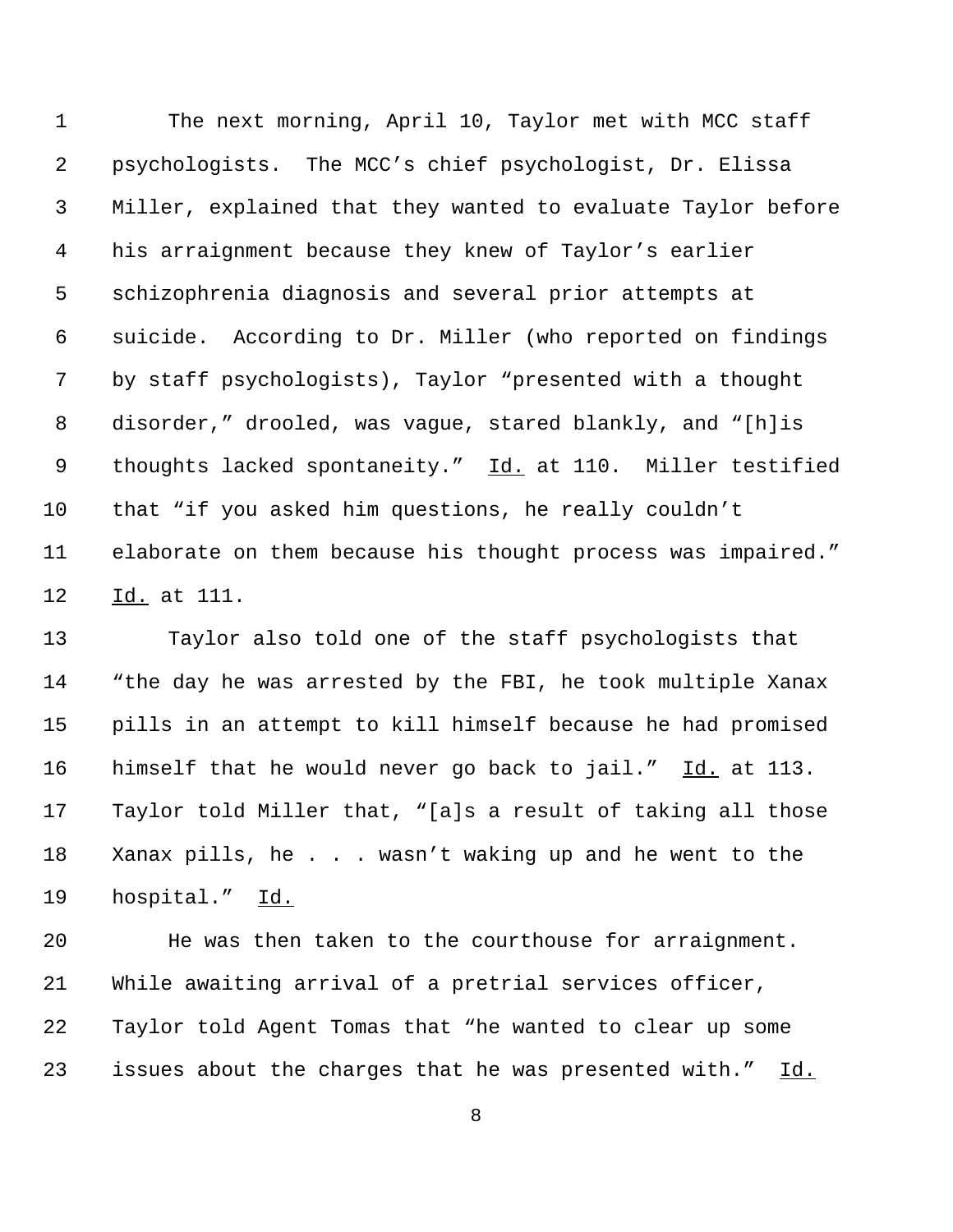The next morning, April 10, Taylor met with MCC staff psychologists. The MCC's chief psychologist, Dr. Elissa Miller, explained that they wanted to evaluate Taylor before his arraignment because they knew of Taylor's earlier schizophrenia diagnosis and several prior attempts at suicide. According to Dr. Miller (who reported on findings by staff psychologists), Taylor "presented with a thought disorder," drooled, was vague, stared blankly, and "[h]is thoughts lacked spontaneity." Id. at 110. Miller testified that "if you asked him questions, he really couldn't elaborate on them because his thought process was impaired." Id. at 111.

Taylor also told one of the staff psychologists that "the day he was arrested by the FBI, he took multiple Xanax pills in an attempt to kill himself because he had promised himself that he would never go back to jail." Id. at 113. Taylor told Miller that, "[a]s a result of taking all those Xanax pills, he . . . wasn't waking up and he went to the hospital." Id.

He was then taken to the courthouse for arraignment. While awaiting arrival of a pretrial services officer, Taylor told Agent Tomas that "he wanted to clear up some issues about the charges that he was presented with." Id.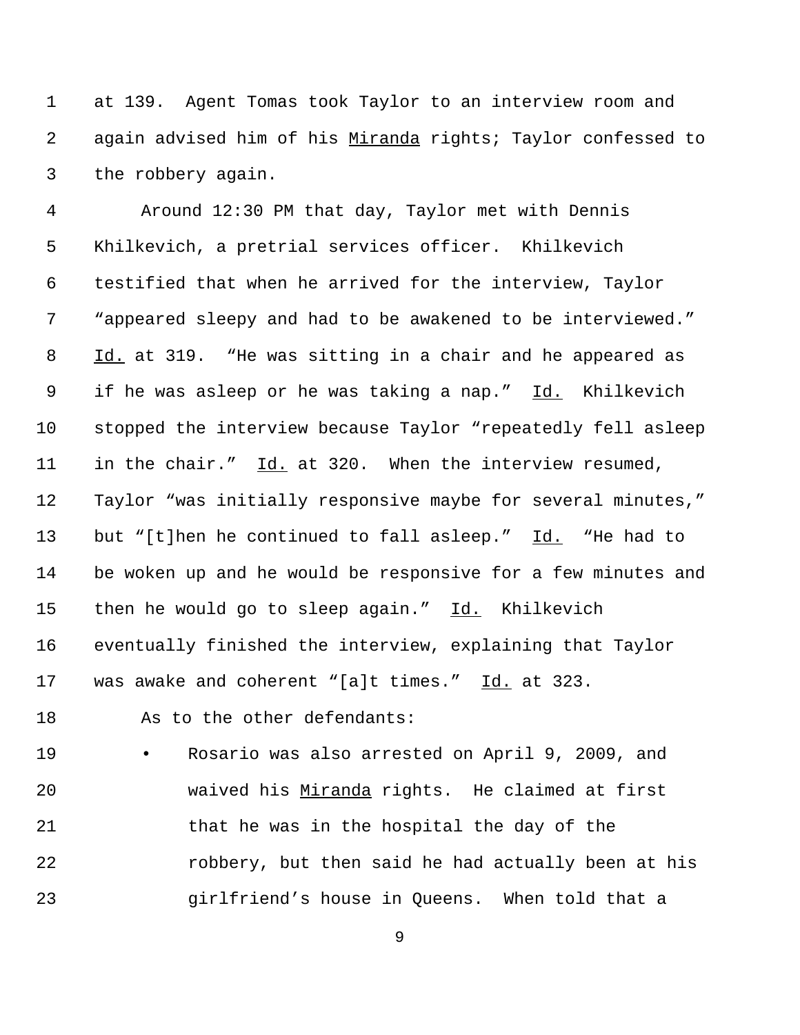at 139. Agent Tomas took Taylor to an interview room and again advised him of his Miranda rights; Taylor confessed to the robbery again.

Around 12:30 PM that day, Taylor met with Dennis Khilkevich, a pretrial services officer. Khilkevich testified that when he arrived for the interview, Taylor "appeared sleepy and had to be awakened to be interviewed." Id. at 319. "He was sitting in a chair and he appeared as if he was asleep or he was taking a nap." Id. Khilkevich stopped the interview because Taylor "repeatedly fell asleep in the chair." Id. at 320. When the interview resumed, Taylor "was initially responsive maybe for several minutes," but "[t]hen he continued to fall asleep." Id. "He had to be woken up and he would be responsive for a few minutes and then he would go to sleep again." Id. Khilkevich eventually finished the interview, explaining that Taylor was awake and coherent "[a]t times." Id. at 323.

As to the other defendants:

- Rosario was also arrested on April 9, 2009, and waived his Miranda rights. He claimed at first that he was in the hospital the day of the robbery, but then said he had actually been at his girlfriend's house in Queens. When told that a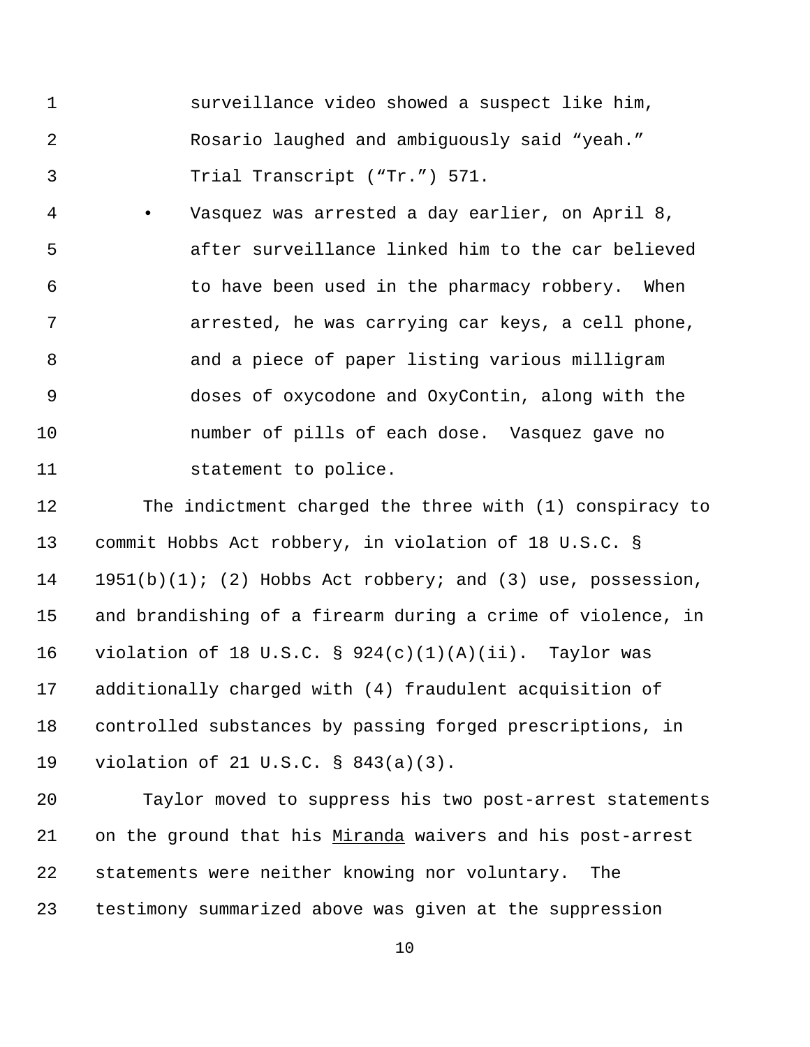surveillance video showed a suspect like him, Rosario laughed and ambiguously said "yeah." Trial Transcript ("Tr.") 571.

- Vasquez was arrested a day earlier, on April 8, after surveillance linked him to the car believed to have been used in the pharmacy robbery. When arrested, he was carrying car keys, a cell phone, and a piece of paper listing various milligram doses of oxycodone and OxyContin, along with the number of pills of each dose. Vasquez gave no statement to police.

The indictment charged the three with (1) conspiracy to commit Hobbs Act robbery, in violation of 18 U.S.C. § 1951(b)(1); (2) Hobbs Act robbery; and (3) use, possession, and brandishing of a firearm during a crime of violence, in violation of 18 U.S.C. § 924(c)(1)(A)(ii). Taylor was additionally charged with (4) fraudulent acquisition of controlled substances by passing forged prescriptions, in violation of 21 U.S.C. § 843(a)(3).

Taylor moved to suppress his two post-arrest statements on the ground that his Miranda waivers and his post-arrest statements were neither knowing nor voluntary. The testimony summarized above was given at the suppression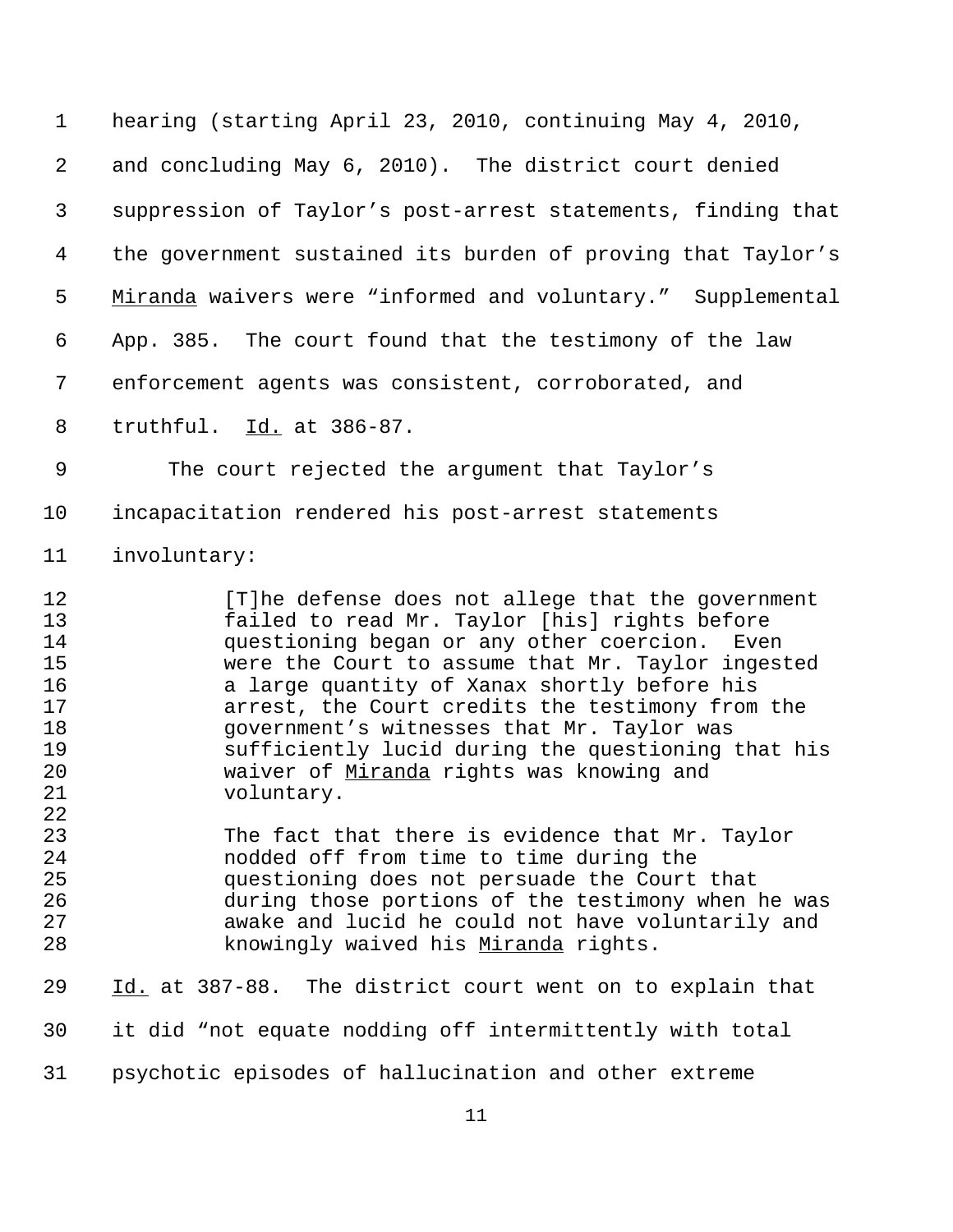hearing (starting April 23, 2010, continuing May 4, 2010, and concluding May 6, 2010). The district court denied suppression of Taylor's post-arrest statements, finding that the government sustained its burden of proving that Taylor's *Miranda* waivers were "informed and voluntary." Supplemental App. 385. The court found that the testimony of the law enforcement agents was consistent, corroborated, and truthful. *Id.* at 386-87.

The court rejected the argument that Taylor's incapacitation rendered his post-arrest statements involuntary:

> [T]he defense does not allege that the government failed to read Mr. Taylor [his] rights before questioning began or any other coercion. Even were the Court to assume that Mr. Taylor ingested a large quantity of Xanax shortly before his arrest, the Court credits the testimony from the government's witnesses that Mr. Taylor was sufficiently lucid during the questioning that his waiver of *Miranda* rights was knowing and voluntary.
>
> The fact that there is evidence that Mr. Taylor nodded off from time to time during the questioning does not persuade the Court that during those portions of the testimony when he was awake and lucid he could not have voluntarily and knowingly waived his *Miranda* rights.

*Id.* at 387-88. The district court went on to explain that it did "not equate nodding off intermittently with total psychotic episodes of hallucination and other extreme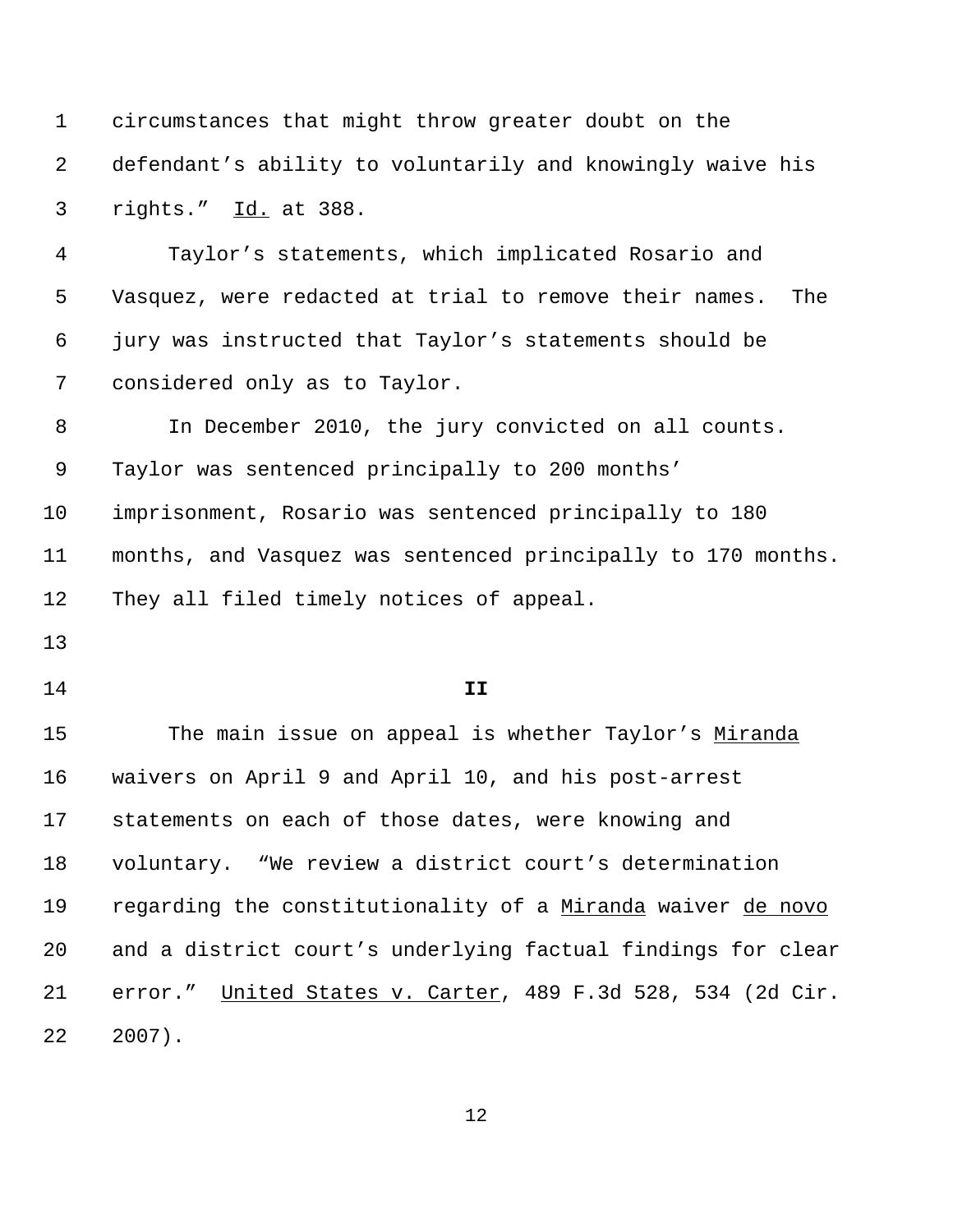circumstances that might throw greater doubt on the defendant's ability to voluntarily and knowingly waive his rights." Id. at 388.

Taylor's statements, which implicated Rosario and Vasquez, were redacted at trial to remove their names. The jury was instructed that Taylor's statements should be considered only as to Taylor.

In December 2010, the jury convicted on all counts. Taylor was sentenced principally to 200 months' imprisonment, Rosario was sentenced principally to 180 months, and Vasquez was sentenced principally to 170 months. They all filed timely notices of appeal.

## II

The main issue on appeal is whether Taylor's Miranda waivers on April 9 and April 10, and his post-arrest statements on each of those dates, were knowing and voluntary. "We review a district court's determination regarding the constitutionality of a Miranda waiver de novo and a district court's underlying factual findings for clear error." United States v. Carter, 489 F.3d 528, 534 (2d Cir. 2007).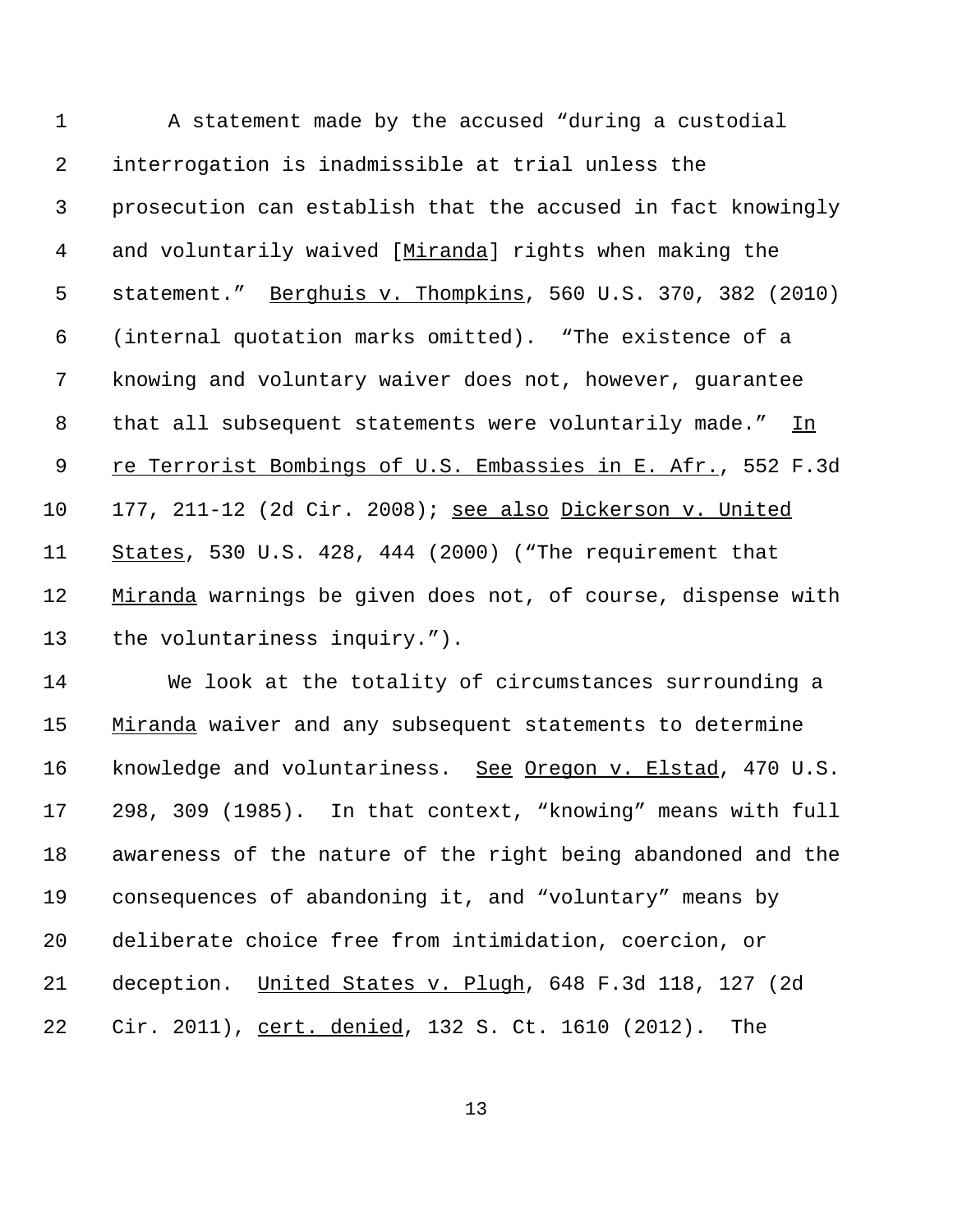A statement made by the accused "during a custodial interrogation is inadmissible at trial unless the prosecution can establish that the accused in fact knowingly and voluntarily waived [Miranda] rights when making the statement." Berghuis v. Thompkins, 560 U.S. 370, 382 (2010) (internal quotation marks omitted). "The existence of a knowing and voluntary waiver does not, however, guarantee that all subsequent statements were voluntarily made." In re Terrorist Bombings of U.S. Embassies in E. Afr., 552 F.3d 177, 211-12 (2d Cir. 2008); see also Dickerson v. United States, 530 U.S. 428, 444 (2000) ("The requirement that Miranda warnings be given does not, of course, dispense with the voluntariness inquiry.").

We look at the totality of circumstances surrounding a Miranda waiver and any subsequent statements to determine knowledge and voluntariness. See Oregon v. Elstad, 470 U.S. 298, 309 (1985). In that context, "knowing" means with full awareness of the nature of the right being abandoned and the consequences of abandoning it, and "voluntary" means by deliberate choice free from intimidation, coercion, or deception. United States v. Plugh, 648 F.3d 118, 127 (2d Cir. 2011), cert. denied, 132 S. Ct. 1610 (2012). The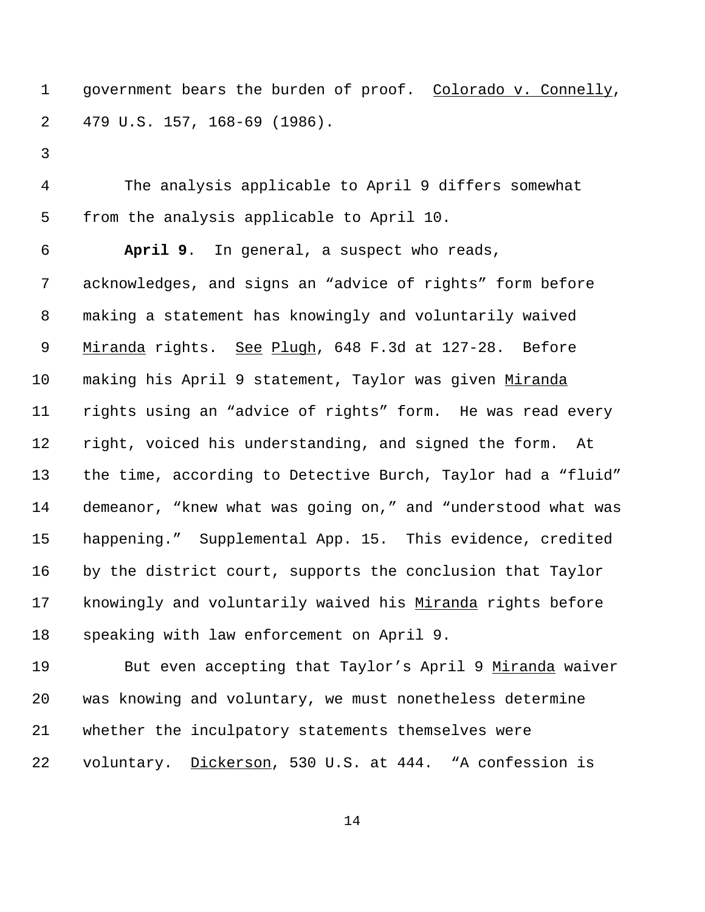government bears the burden of proof. _Colorado v. Connelly_, 479 U.S. 157, 168-69 (1986).

The analysis applicable to April 9 differs somewhat from the analysis applicable to April 10.

**April 9**. In general, a suspect who reads, acknowledges, and signs an "advice of rights" form before making a statement has knowingly and voluntarily waived _Miranda_ rights. _See_ _Plugh_, 648 F.3d at 127-28. Before making his April 9 statement, Taylor was given _Miranda_ rights using an "advice of rights" form. He was read every right, voiced his understanding, and signed the form. At the time, according to Detective Burch, Taylor had a "fluid" demeanor, "knew what was going on," and "understood what was happening." Supplemental App. 15. This evidence, credited by the district court, supports the conclusion that Taylor knowingly and voluntarily waived his _Miranda_ rights before speaking with law enforcement on April 9.

But even accepting that Taylor's April 9 _Miranda_ waiver was knowing and voluntary, we must nonetheless determine whether the inculpatory statements themselves were voluntary. _Dickerson_, 530 U.S. at 444. "A confession is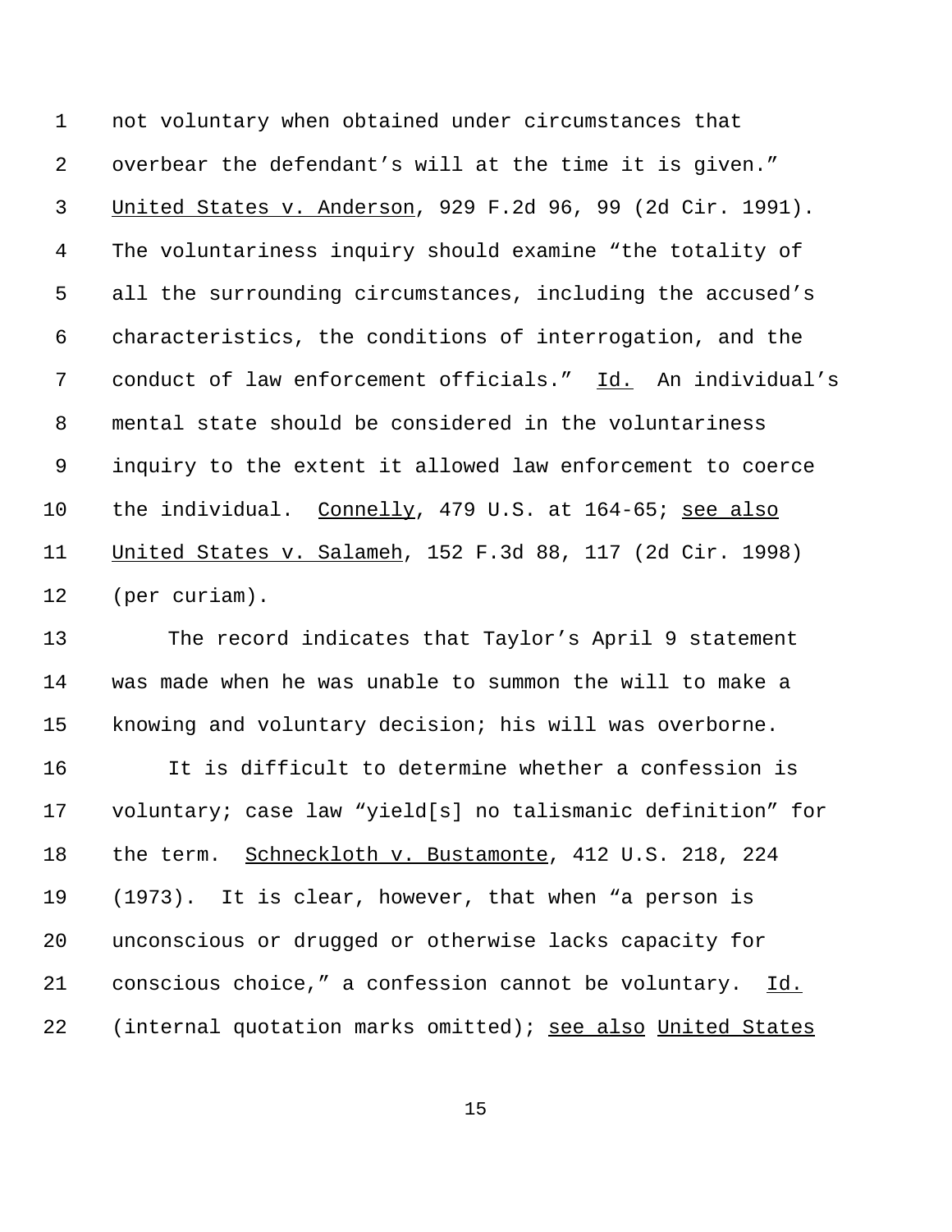not voluntary when obtained under circumstances that overbear the defendant's will at the time it is given." United States v. Anderson, 929 F.2d 96, 99 (2d Cir. 1991). The voluntariness inquiry should examine "the totality of all the surrounding circumstances, including the accused's characteristics, the conditions of interrogation, and the conduct of law enforcement officials." Id. An individual's mental state should be considered in the voluntariness inquiry to the extent it allowed law enforcement to coerce the individual. Connelly, 479 U.S. at 164-65; see also United States v. Salameh, 152 F.3d 88, 117 (2d Cir. 1998) (per curiam).

The record indicates that Taylor's April 9 statement was made when he was unable to summon the will to make a knowing and voluntary decision; his will was overborne.

It is difficult to determine whether a confession is voluntary; case law "yield[s] no talismanic definition" for the term. Schneckloth v. Bustamonte, 412 U.S. 218, 224 (1973). It is clear, however, that when "a person is unconscious or drugged or otherwise lacks capacity for conscious choice," a confession cannot be voluntary. Id. (internal quotation marks omitted); see also United States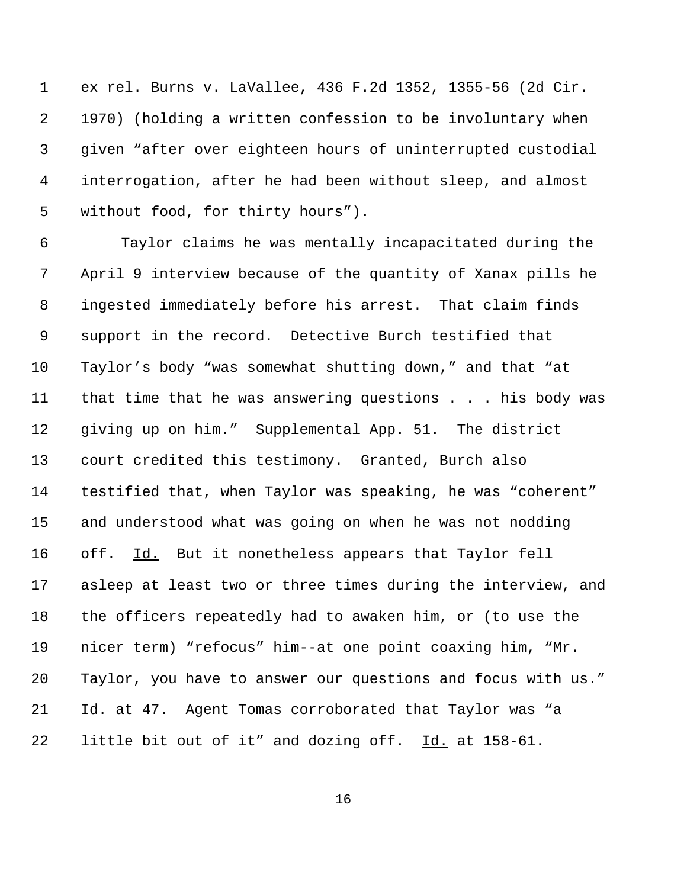*ex rel. Burns v. LaVallee*, 436 F.2d 1352, 1355-56 (2d Cir. 1970) (holding a written confession to be involuntary when given "after over eighteen hours of uninterrupted custodial interrogation, after he had been without sleep, and almost without food, for thirty hours").

Taylor claims he was mentally incapacitated during the April 9 interview because of the quantity of Xanax pills he ingested immediately before his arrest. That claim finds support in the record. Detective Burch testified that Taylor's body "was somewhat shutting down," and that "at that time that he was answering questions . . . his body was giving up on him." Supplemental App. 51. The district court credited this testimony. Granted, Burch also testified that, when Taylor was speaking, he was "coherent" and understood what was going on when he was not nodding off. *Id.* But it nonetheless appears that Taylor fell asleep at least two or three times during the interview, and the officers repeatedly had to awaken him, or (to use the nicer term) "refocus" him--at one point coaxing him, "Mr. Taylor, you have to answer our questions and focus with us." *Id.* at 47. Agent Tomas corroborated that Taylor was "a little bit out of it" and dozing off. *Id.* at 158-61.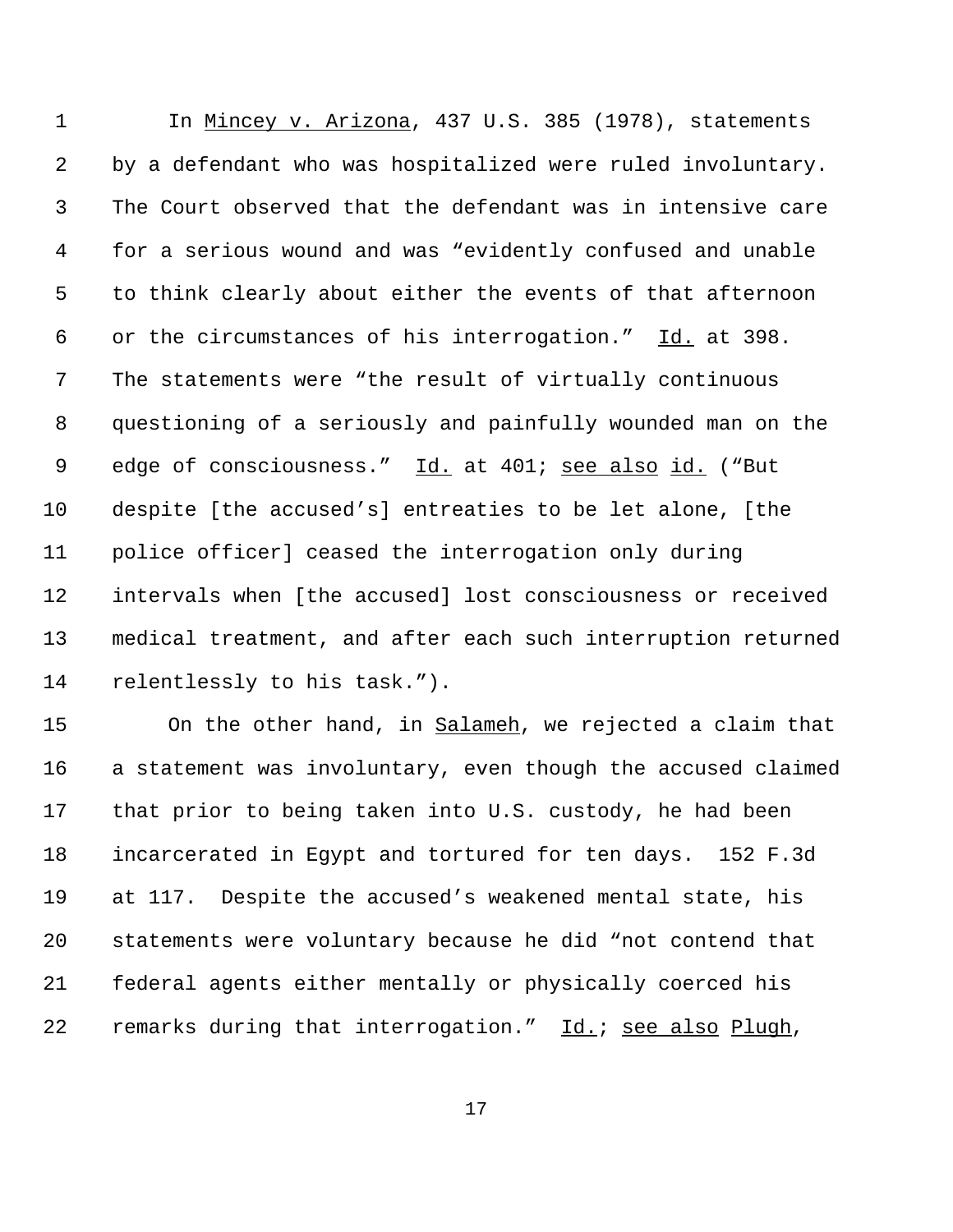In Mincey v. Arizona, 437 U.S. 385 (1978), statements by a defendant who was hospitalized were ruled involuntary. The Court observed that the defendant was in intensive care for a serious wound and was "evidently confused and unable to think clearly about either the events of that afternoon or the circumstances of his interrogation." Id. at 398. The statements were "the result of virtually continuous questioning of a seriously and painfully wounded man on the edge of consciousness." Id. at 401; see also id. ("But despite [the accused's] entreaties to be let alone, [the police officer] ceased the interrogation only during intervals when [the accused] lost consciousness or received medical treatment, and after each such interruption returned relentlessly to his task.").

On the other hand, in Salameh, we rejected a claim that a statement was involuntary, even though the accused claimed that prior to being taken into U.S. custody, he had been incarcerated in Egypt and tortured for ten days. 152 F.3d at 117. Despite the accused's weakened mental state, his statements were voluntary because he did "not contend that federal agents either mentally or physically coerced his remarks during that interrogation." Id.; see also Plugh,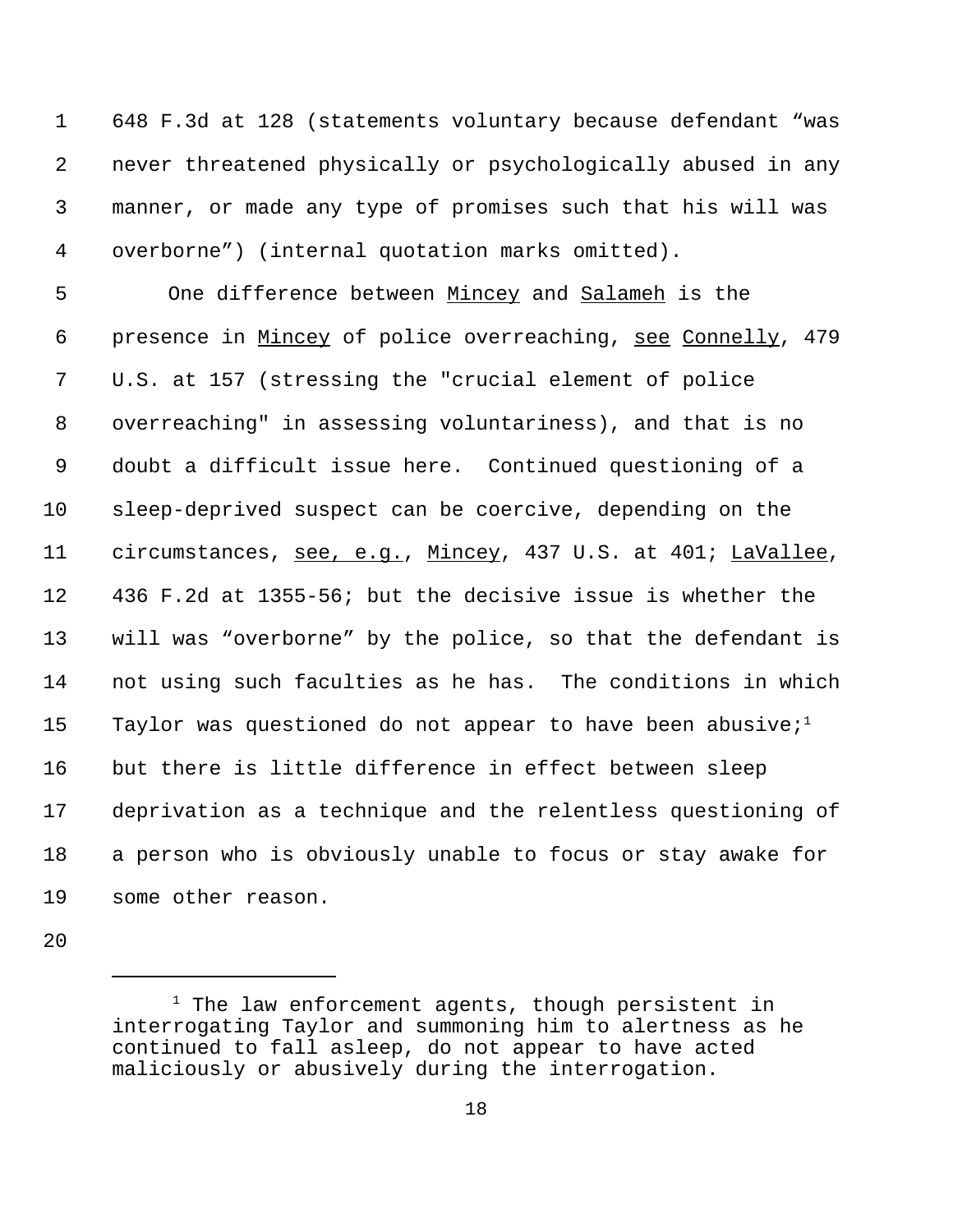648 F.3d at 128 (statements voluntary because defendant "was never threatened physically or psychologically abused in any manner, or made any type of promises such that his will was overborne") (internal quotation marks omitted).

One difference between Mincey and Salameh is the presence in Mincey of police overreaching, see Connelly, 479 U.S. at 157 (stressing the "crucial element of police overreaching" in assessing voluntariness), and that is no doubt a difficult issue here. Continued questioning of a sleep-deprived suspect can be coercive, depending on the circumstances, see, e.g., Mincey, 437 U.S. at 401; LaVallee, 436 F.2d at 1355-56; but the decisive issue is whether the will was "overborne" by the police, so that the defendant is not using such faculties as he has. The conditions in which Taylor was questioned do not appear to have been abusive;[1] but there is little difference in effect between sleep deprivation as a technique and the relentless questioning of a person who is obviously unable to focus or stay awake for some other reason.

---

[1] The law enforcement agents, though persistent in interrogating Taylor and summoning him to alertness as he continued to fall asleep, do not appear to have acted maliciously or abusively during the interrogation.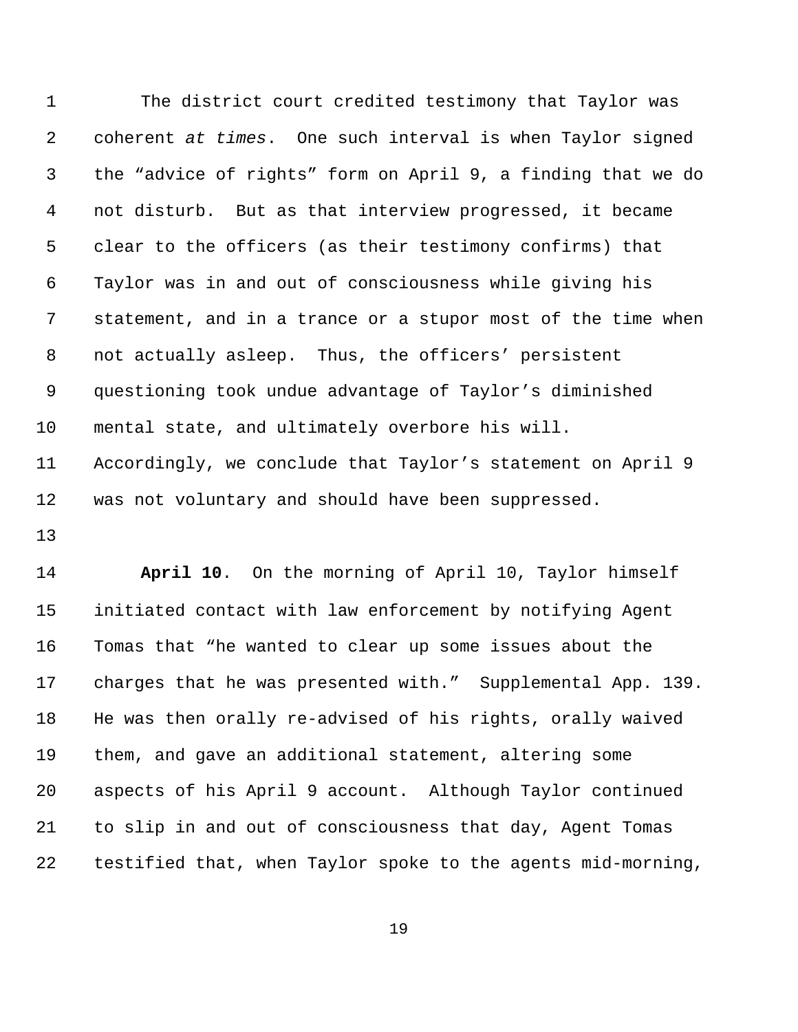The district court credited testimony that Taylor was coherent *at times*. One such interval is when Taylor signed the "advice of rights" form on April 9, a finding that we do not disturb. But as that interview progressed, it became clear to the officers (as their testimony confirms) that Taylor was in and out of consciousness while giving his statement, and in a trance or a stupor most of the time when not actually asleep. Thus, the officers' persistent questioning took undue advantage of Taylor's diminished mental state, and ultimately overbore his will. Accordingly, we conclude that Taylor's statement on April 9 was not voluntary and should have been suppressed.

**April 10**. On the morning of April 10, Taylor himself initiated contact with law enforcement by notifying Agent Tomas that "he wanted to clear up some issues about the charges that he was presented with." Supplemental App. 139. He was then orally re-advised of his rights, orally waived them, and gave an additional statement, altering some aspects of his April 9 account. Although Taylor continued to slip in and out of consciousness that day, Agent Tomas testified that, when Taylor spoke to the agents mid-morning,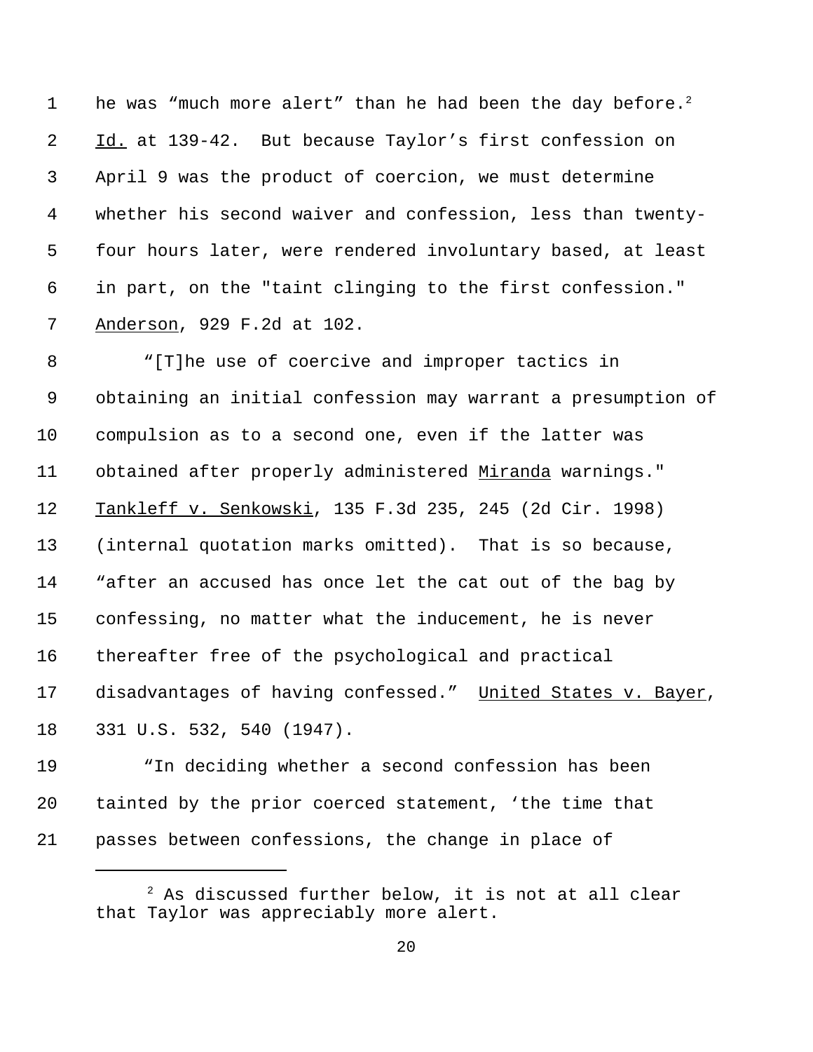he was "much more alert" than he had been the day before.[2] Id. at 139-42. But because Taylor's first confession on April 9 was the product of coercion, we must determine whether his second waiver and confession, less than twenty-four hours later, were rendered involuntary based, at least in part, on the "taint clinging to the first confession." Anderson, 929 F.2d at 102.

"[T]he use of coercive and improper tactics in obtaining an initial confession may warrant a presumption of compulsion as to a second one, even if the latter was obtained after properly administered Miranda warnings." Tankleff v. Senkowski, 135 F.3d 235, 245 (2d Cir. 1998) (internal quotation marks omitted). That is so because, "after an accused has once let the cat out of the bag by confessing, no matter what the inducement, he is never thereafter free of the psychological and practical disadvantages of having confessed." United States v. Bayer, 331 U.S. 532, 540 (1947).

"In deciding whether a second confession has been tainted by the prior coerced statement, 'the time that passes between confessions, the change in place of

[2] As discussed further below, it is not at all clear that Taylor was appreciably more alert.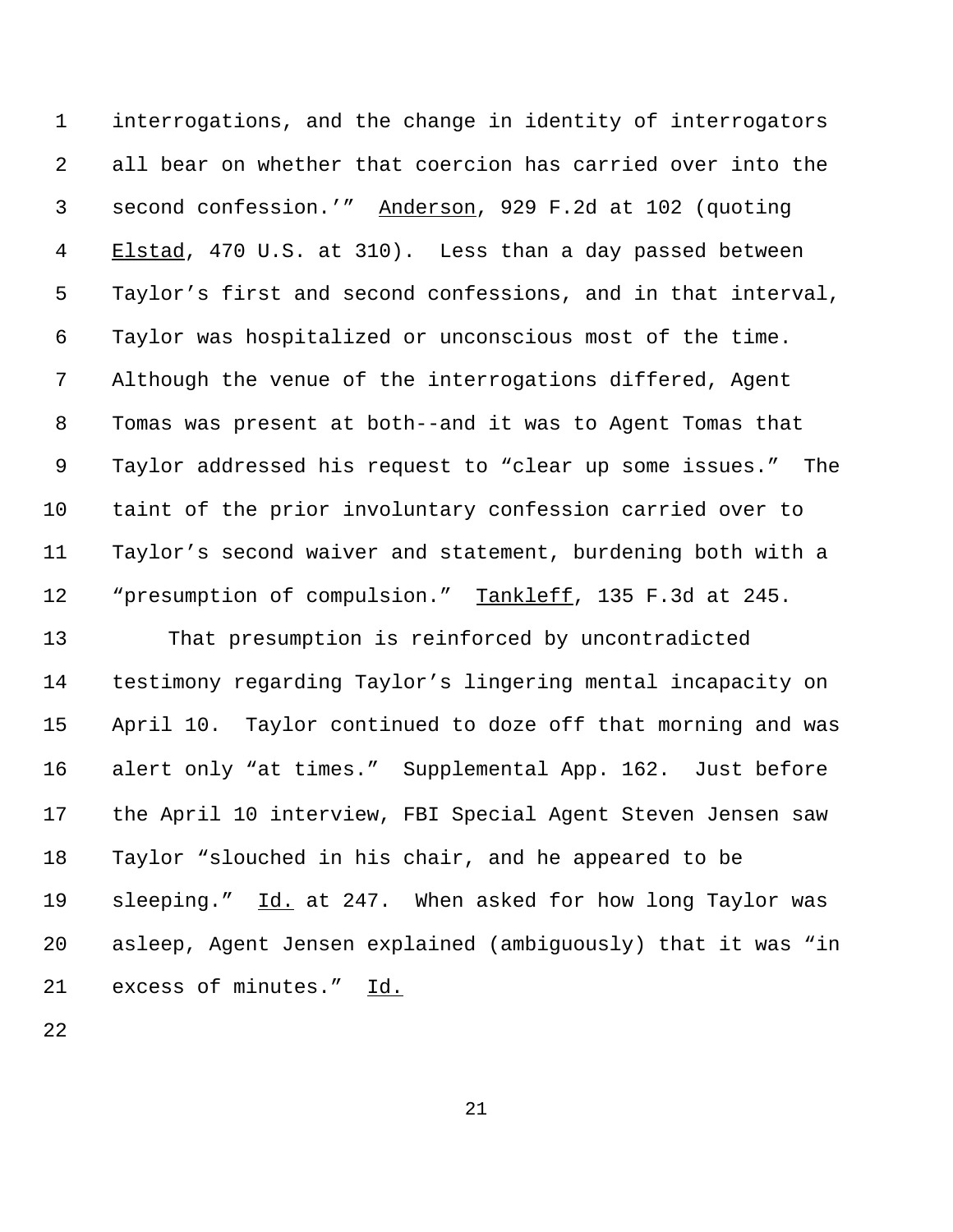interrogations, and the change in identity of interrogators all bear on whether that coercion has carried over into the second confession.'" Anderson, 929 F.2d at 102 (quoting Elstad, 470 U.S. at 310). Less than a day passed between Taylor's first and second confessions, and in that interval, Taylor was hospitalized or unconscious most of the time. Although the venue of the interrogations differed, Agent Tomas was present at both--and it was to Agent Tomas that Taylor addressed his request to "clear up some issues." The taint of the prior involuntary confession carried over to Taylor's second waiver and statement, burdening both with a "presumption of compulsion." Tankleff, 135 F.3d at 245.

That presumption is reinforced by uncontradicted testimony regarding Taylor's lingering mental incapacity on April 10. Taylor continued to doze off that morning and was alert only "at times." Supplemental App. 162. Just before the April 10 interview, FBI Special Agent Steven Jensen saw Taylor "slouched in his chair, and he appeared to be sleeping." Id. at 247. When asked for how long Taylor was asleep, Agent Jensen explained (ambiguously) that it was "in excess of minutes." Id.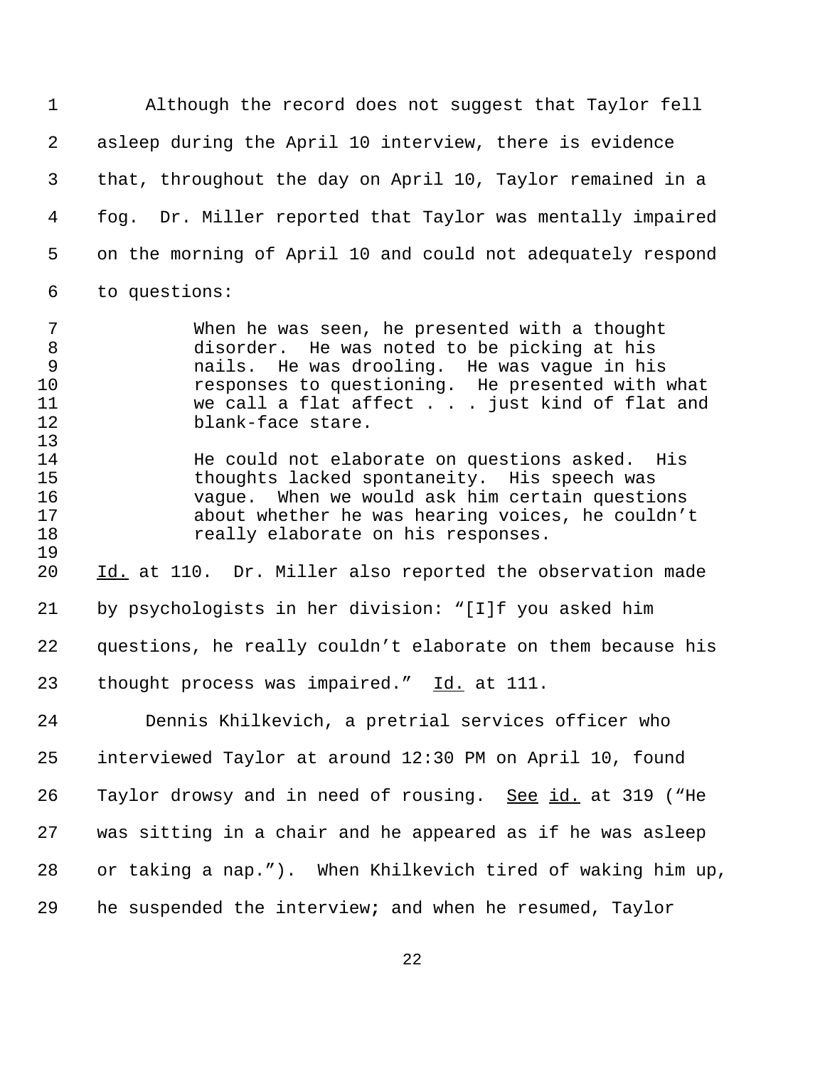Although the record does not suggest that Taylor fell asleep during the April 10 interview, there is evidence that, throughout the day on April 10, Taylor remained in a fog. Dr. Miller reported that Taylor was mentally impaired on the morning of April 10 and could not adequately respond to questions:

> When he was seen, he presented with a thought disorder. He was noted to be picking at his nails. He was drooling. He was vague in his responses to questioning. He presented with what we call a flat affect . . . just kind of flat and blank-face stare.
>
> He could not elaborate on questions asked. His thoughts lacked spontaneity. His speech was vague. When we would ask him certain questions about whether he was hearing voices, he couldn't really elaborate on his responses.

Id. at 110. Dr. Miller also reported the observation made by psychologists in her division: "[I]f you asked him questions, he really couldn't elaborate on them because his thought process was impaired." Id. at 111.

Dennis Khilkevich, a pretrial services officer who interviewed Taylor at around 12:30 PM on April 10, found Taylor drowsy and in need of rousing. See id. at 319 ("He was sitting in a chair and he appeared as if he was asleep or taking a nap."). When Khilkevich tired of waking him up, he suspended the interview; and when he resumed, Taylor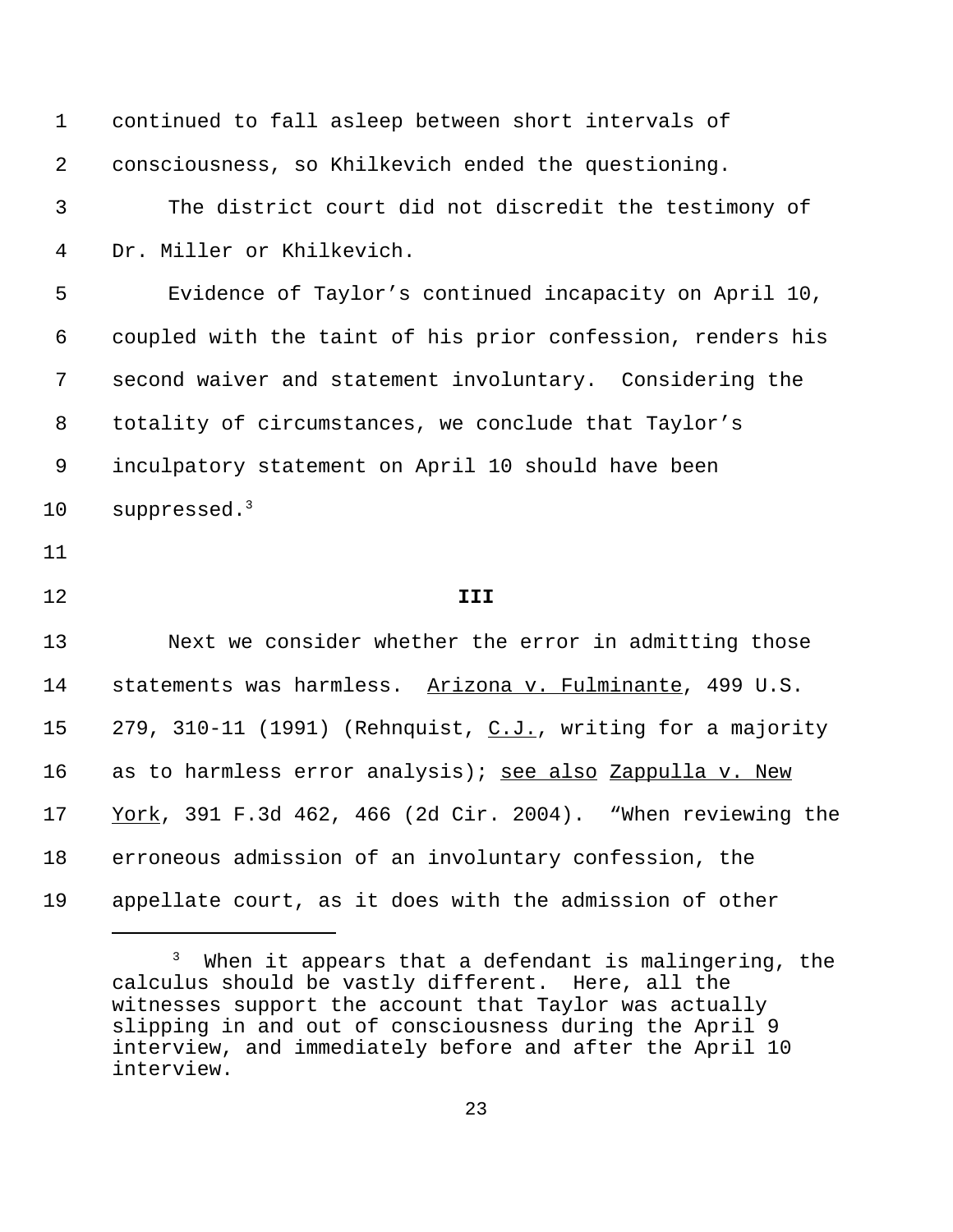continued to fall asleep between short intervals of consciousness, so Khilkevich ended the questioning.

The district court did not discredit the testimony of Dr. Miller or Khilkevich.

Evidence of Taylor's continued incapacity on April 10, coupled with the taint of his prior confession, renders his second waiver and statement involuntary. Considering the totality of circumstances, we conclude that Taylor's inculpatory statement on April 10 should have been suppressed.[3]

## III

Next we consider whether the error in admitting those statements was harmless. Arizona v. Fulminante, 499 U.S. 279, 310-11 (1991) (Rehnquist, C.J., writing for a majority as to harmless error analysis); see also Zappulla v. New York, 391 F.3d 462, 466 (2d Cir. 2004). "When reviewing the erroneous admission of an involuntary confession, the appellate court, as it does with the admission of other

[3] When it appears that a defendant is malingering, the calculus should be vastly different. Here, all the witnesses support the account that Taylor was actually slipping in and out of consciousness during the April 9 interview, and immediately before and after the April 10 interview.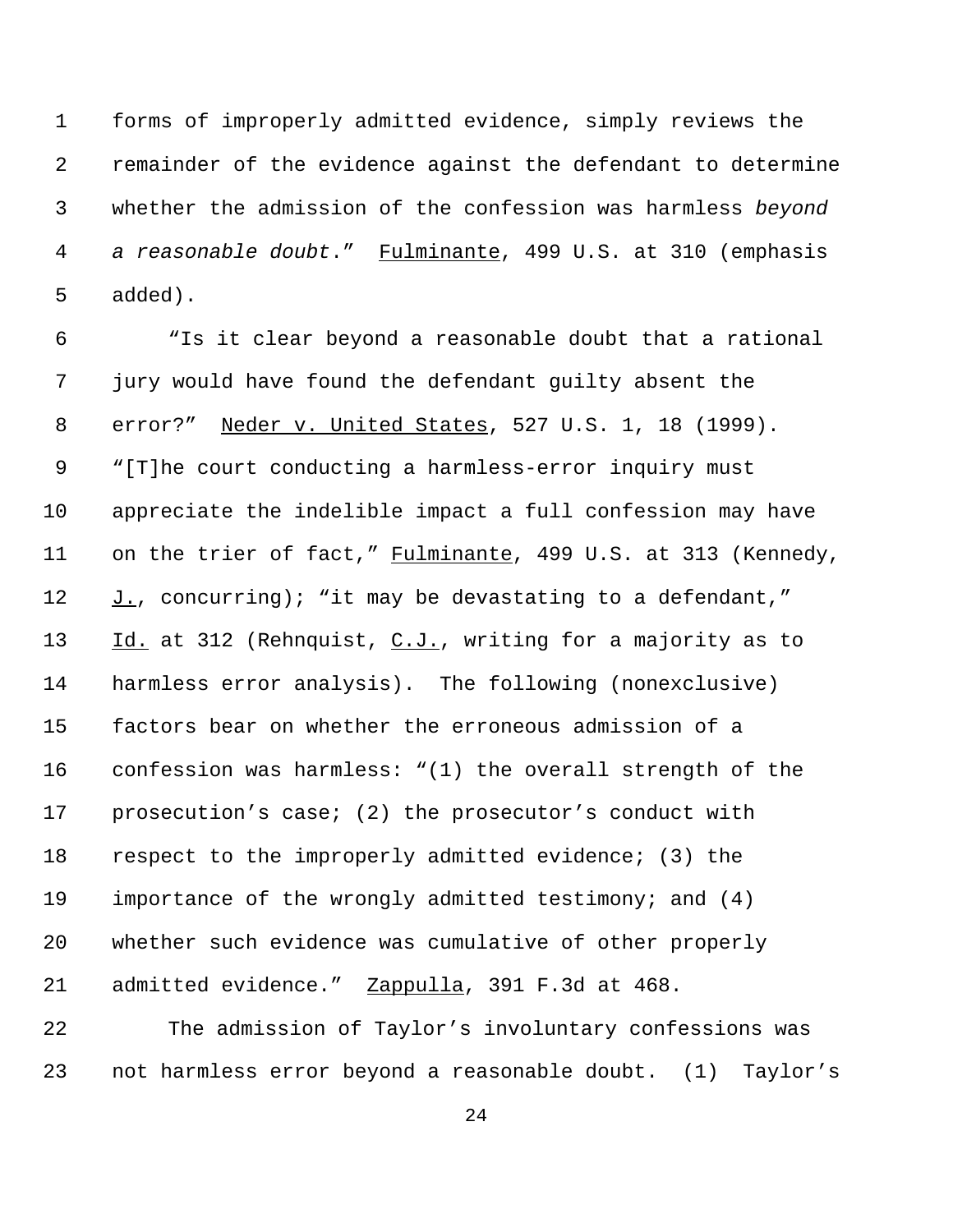forms of improperly admitted evidence, simply reviews the remainder of the evidence against the defendant to determine whether the admission of the confession was harmless *beyond a reasonable doubt*." Fulminante, 499 U.S. at 310 (emphasis added).

"Is it clear beyond a reasonable doubt that a rational jury would have found the defendant guilty absent the error?" Neder v. United States, 527 U.S. 1, 18 (1999). "[T]he court conducting a harmless-error inquiry must appreciate the indelible impact a full confession may have on the trier of fact," Fulminante, 499 U.S. at 313 (Kennedy, J., concurring); "it may be devastating to a defendant," Id. at 312 (Rehnquist, C.J., writing for a majority as to harmless error analysis). The following (nonexclusive) factors bear on whether the erroneous admission of a confession was harmless: "(1) the overall strength of the prosecution's case; (2) the prosecutor's conduct with respect to the improperly admitted evidence; (3) the importance of the wrongly admitted testimony; and (4) whether such evidence was cumulative of other properly admitted evidence." Zappulla, 391 F.3d at 468.

The admission of Taylor's involuntary confessions was not harmless error beyond a reasonable doubt. (1) Taylor's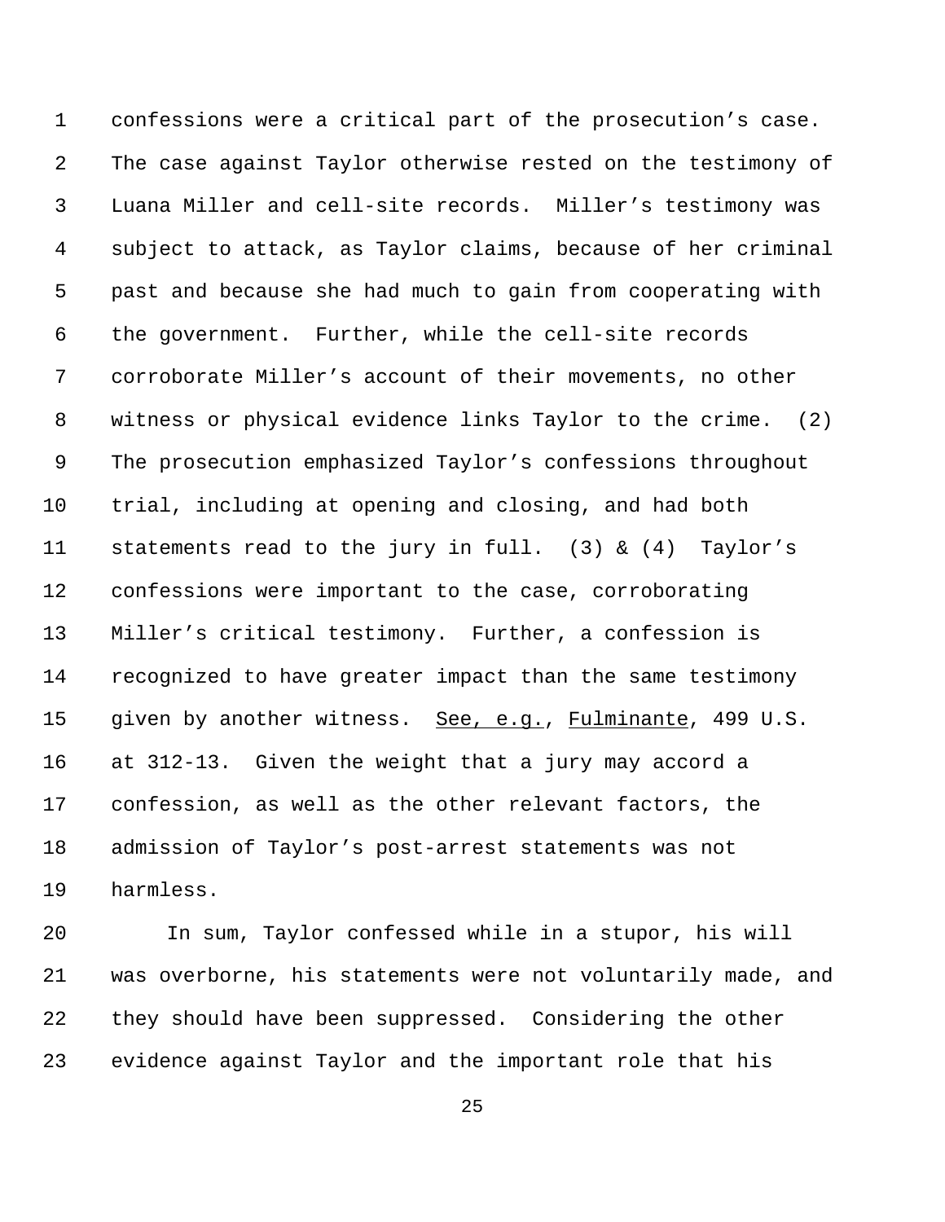confessions were a critical part of the prosecution's case. The case against Taylor otherwise rested on the testimony of Luana Miller and cell-site records. Miller's testimony was subject to attack, as Taylor claims, because of her criminal past and because she had much to gain from cooperating with the government. Further, while the cell-site records corroborate Miller's account of their movements, no other witness or physical evidence links Taylor to the crime. (2) The prosecution emphasized Taylor's confessions throughout trial, including at opening and closing, and had both statements read to the jury in full. (3) & (4) Taylor's confessions were important to the case, corroborating Miller's critical testimony. Further, a confession is recognized to have greater impact than the same testimony given by another witness. See, e.g., Fulminante, 499 U.S. at 312-13. Given the weight that a jury may accord a confession, as well as the other relevant factors, the admission of Taylor's post-arrest statements was not harmless.

In sum, Taylor confessed while in a stupor, his will was overborne, his statements were not voluntarily made, and they should have been suppressed. Considering the other evidence against Taylor and the important role that his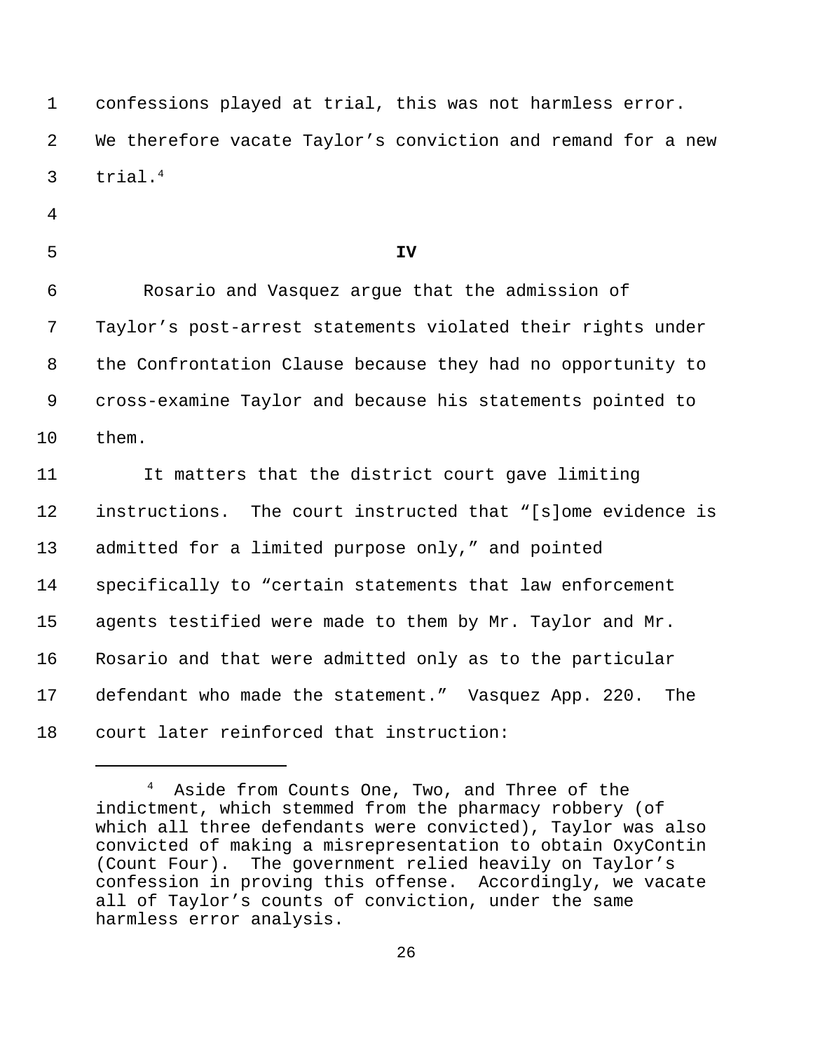confessions played at trial, this was not harmless error. We therefore vacate Taylor's conviction and remand for a new trial.[4]

**IV**

Rosario and Vasquez argue that the admission of Taylor's post-arrest statements violated their rights under the Confrontation Clause because they had no opportunity to cross-examine Taylor and because his statements pointed to them.

It matters that the district court gave limiting instructions. The court instructed that "[s]ome evidence is admitted for a limited purpose only," and pointed specifically to "certain statements that law enforcement agents testified were made to them by Mr. Taylor and Mr. Rosario and that were admitted only as to the particular defendant who made the statement." Vasquez App. 220. The court later reinforced that instruction:

---

[4] Aside from Counts One, Two, and Three of the indictment, which stemmed from the pharmacy robbery (of which all three defendants were convicted), Taylor was also convicted of making a misrepresentation to obtain OxyContin (Count Four). The government relied heavily on Taylor's confession in proving this offense. Accordingly, we vacate all of Taylor's counts of conviction, under the same harmless error analysis.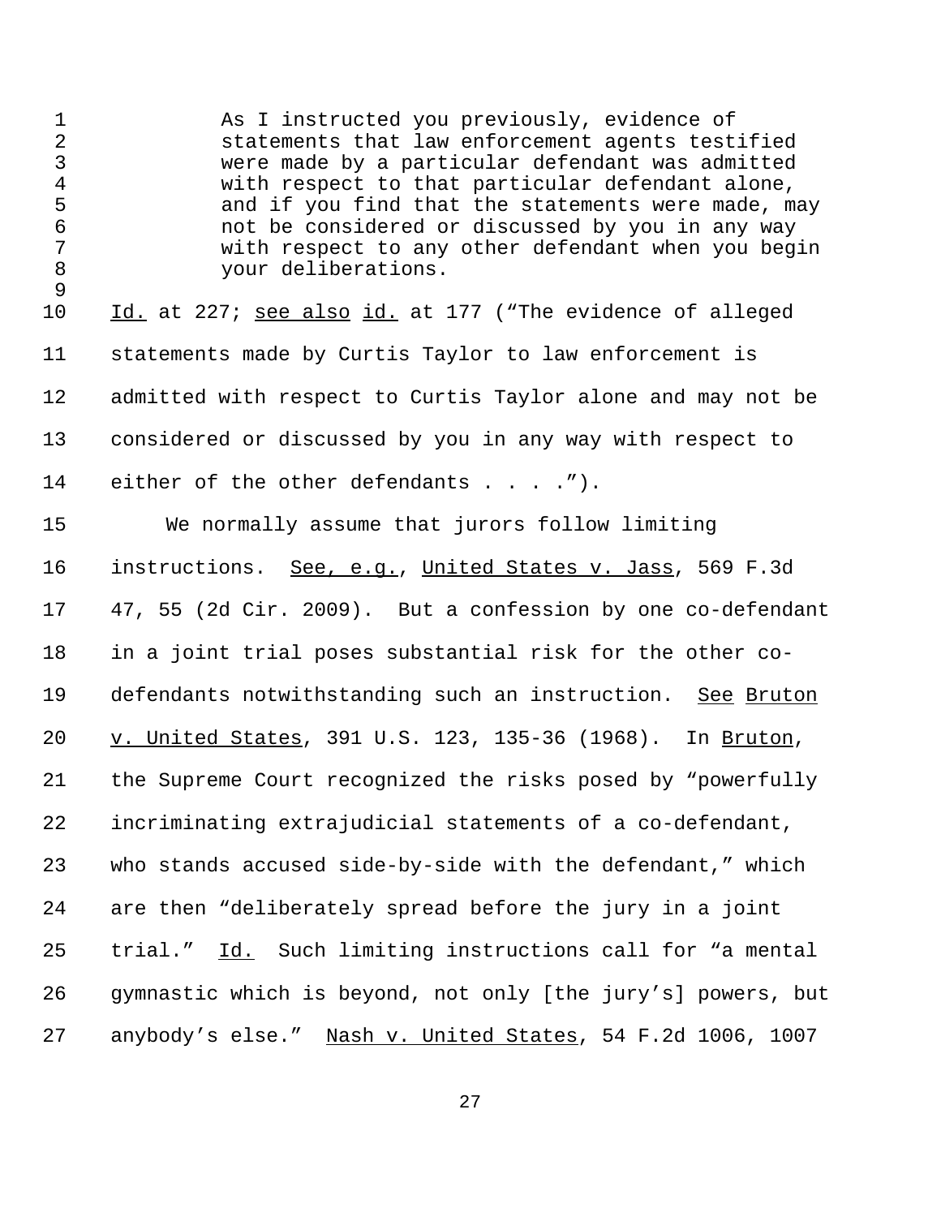> As I instructed you previously, evidence of statements that law enforcement agents testified were made by a particular defendant was admitted with respect to that particular defendant alone, and if you find that the statements were made, may not be considered or discussed by you in any way with respect to any other defendant when you begin your deliberations.

Id. at 227; see also id. at 177 ("The evidence of alleged statements made by Curtis Taylor to law enforcement is admitted with respect to Curtis Taylor alone and may not be considered or discussed by you in any way with respect to either of the other defendants . . . .").

We normally assume that jurors follow limiting instructions. See, e.g., United States v. Jass, 569 F.3d 47, 55 (2d Cir. 2009). But a confession by one co-defendant in a joint trial poses substantial risk for the other co-defendants notwithstanding such an instruction. See Bruton v. United States, 391 U.S. 123, 135-36 (1968). In Bruton, the Supreme Court recognized the risks posed by "powerfully incriminating extrajudicial statements of a co-defendant, who stands accused side-by-side with the defendant," which are then "deliberately spread before the jury in a joint trial." Id. Such limiting instructions call for "a mental gymnastic which is beyond, not only [the jury's] powers, but anybody's else." Nash v. United States, 54 F.2d 1006, 1007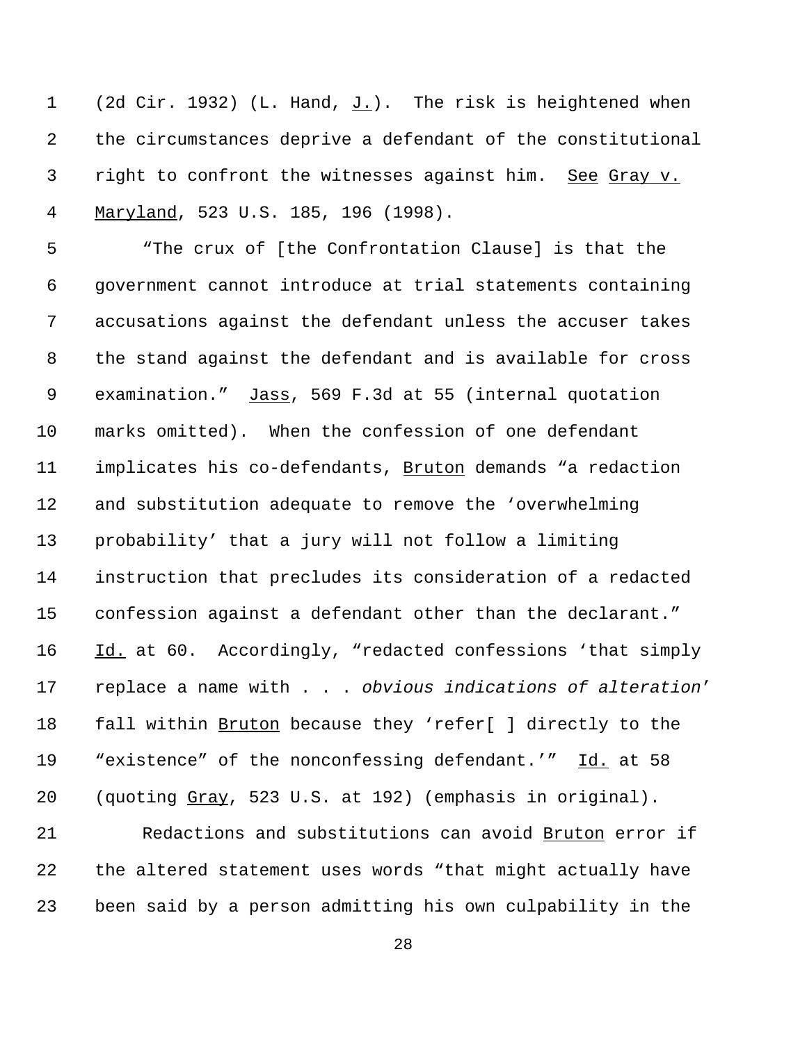(2d Cir. 1932) (L. Hand, J.). The risk is heightened when the circumstances deprive a defendant of the constitutional right to confront the witnesses against him. See Gray v. Maryland, 523 U.S. 185, 196 (1998).

"The crux of [the Confrontation Clause] is that the government cannot introduce at trial statements containing accusations against the defendant unless the accuser takes the stand against the defendant and is available for cross examination." Jass, 569 F.3d at 55 (internal quotation marks omitted). When the confession of one defendant implicates his co-defendants, Bruton demands "a redaction and substitution adequate to remove the 'overwhelming probability' that a jury will not follow a limiting instruction that precludes its consideration of a redacted confession against a defendant other than the declarant." Id. at 60. Accordingly, "redacted confessions 'that simply replace a name with . . . *obvious indications of alteration*' fall within Bruton because they 'refer[ ] directly to the "existence" of the nonconfessing defendant.'" Id. at 58 (quoting Gray, 523 U.S. at 192) (emphasis in original).

Redactions and substitutions can avoid Bruton error if the altered statement uses words "that might actually have been said by a person admitting his own culpability in the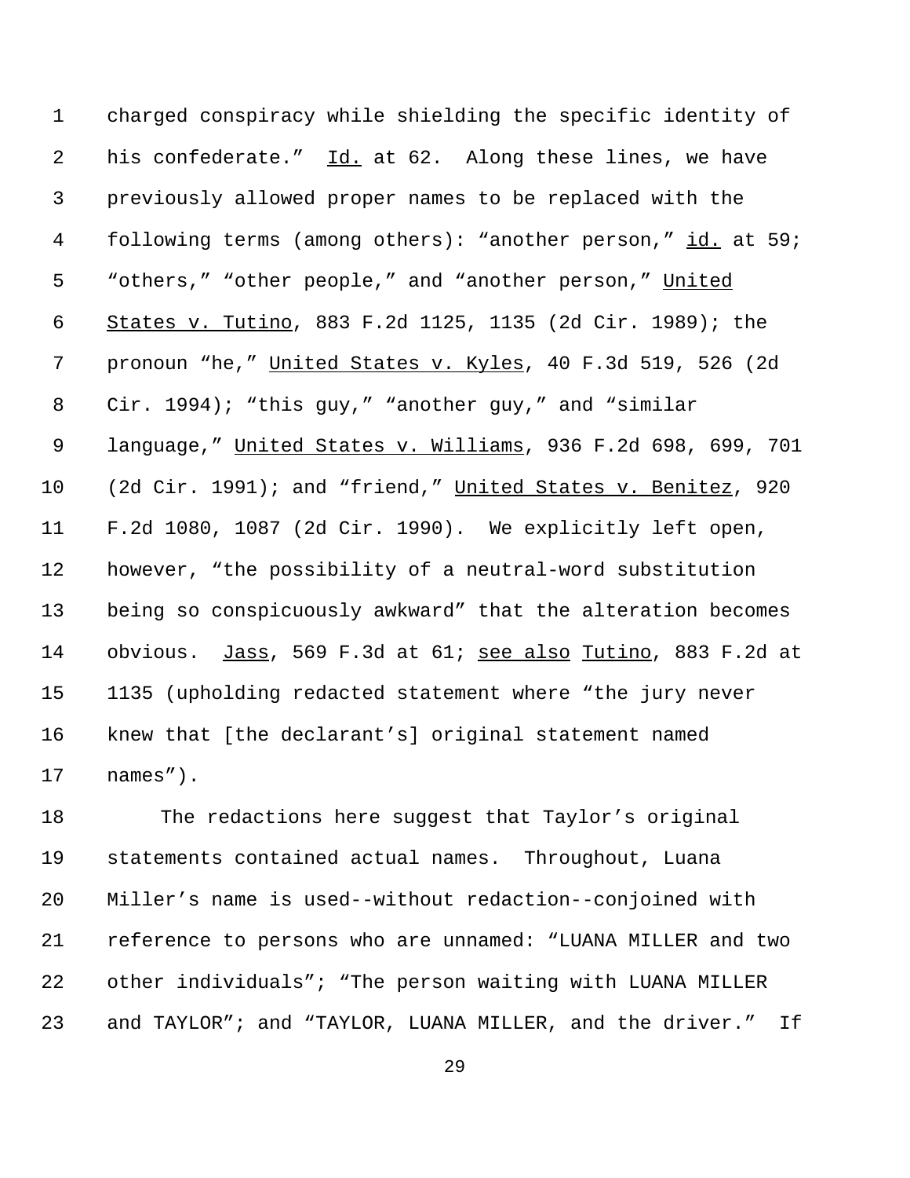charged conspiracy while shielding the specific identity of his confederate." Id. at 62. Along these lines, we have previously allowed proper names to be replaced with the following terms (among others): "another person," id. at 59; "others," "other people," and "another person," United States v. Tutino, 883 F.2d 1125, 1135 (2d Cir. 1989); the pronoun "he," United States v. Kyles, 40 F.3d 519, 526 (2d Cir. 1994); "this guy," "another guy," and "similar language," United States v. Williams, 936 F.2d 698, 699, 701 (2d Cir. 1991); and "friend," United States v. Benitez, 920 F.2d 1080, 1087 (2d Cir. 1990). We explicitly left open, however, "the possibility of a neutral-word substitution being so conspicuously awkward" that the alteration becomes obvious. Jass, 569 F.3d at 61; see also Tutino, 883 F.2d at 1135 (upholding redacted statement where "the jury never knew that [the declarant's] original statement named names").

The redactions here suggest that Taylor's original statements contained actual names. Throughout, Luana Miller's name is used--without redaction--conjoined with reference to persons who are unnamed: "LUANA MILLER and two other individuals"; "The person waiting with LUANA MILLER and TAYLOR"; and "TAYLOR, LUANA MILLER, and the driver." If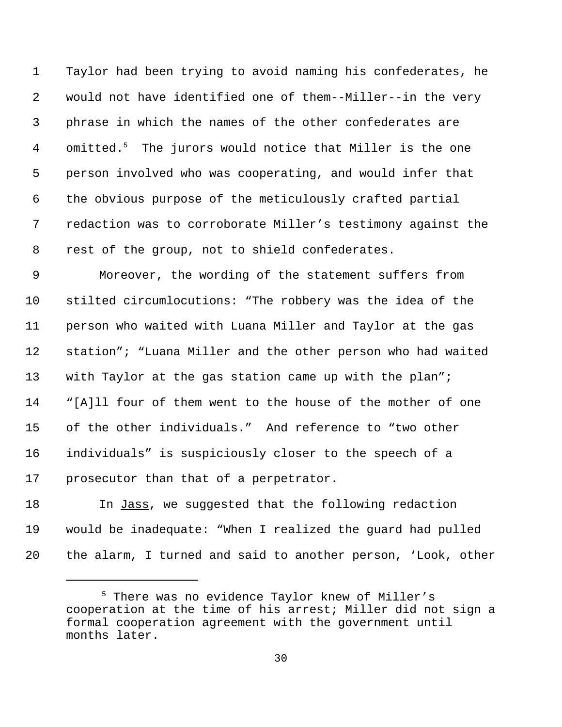Taylor had been trying to avoid naming his confederates, he would not have identified one of them--Miller--in the very phrase in which the names of the other confederates are omitted.[5] The jurors would notice that Miller is the one person involved who was cooperating, and would infer that the obvious purpose of the meticulously crafted partial redaction was to corroborate Miller's testimony against the rest of the group, not to shield confederates.

Moreover, the wording of the statement suffers from stilted circumlocutions: "The robbery was the idea of the person who waited with Luana Miller and Taylor at the gas station"; "Luana Miller and the other person who had waited with Taylor at the gas station came up with the plan"; "[A]ll four of them went to the house of the mother of one of the other individuals." And reference to "two other individuals" is suspiciously closer to the speech of a prosecutor than that of a perpetrator.

In Jass, we suggested that the following redaction would be inadequate: "When I realized the guard had pulled the alarm, I turned and said to another person, 'Look, other

---

[5] There was no evidence Taylor knew of Miller's cooperation at the time of his arrest; Miller did not sign a formal cooperation agreement with the government until months later.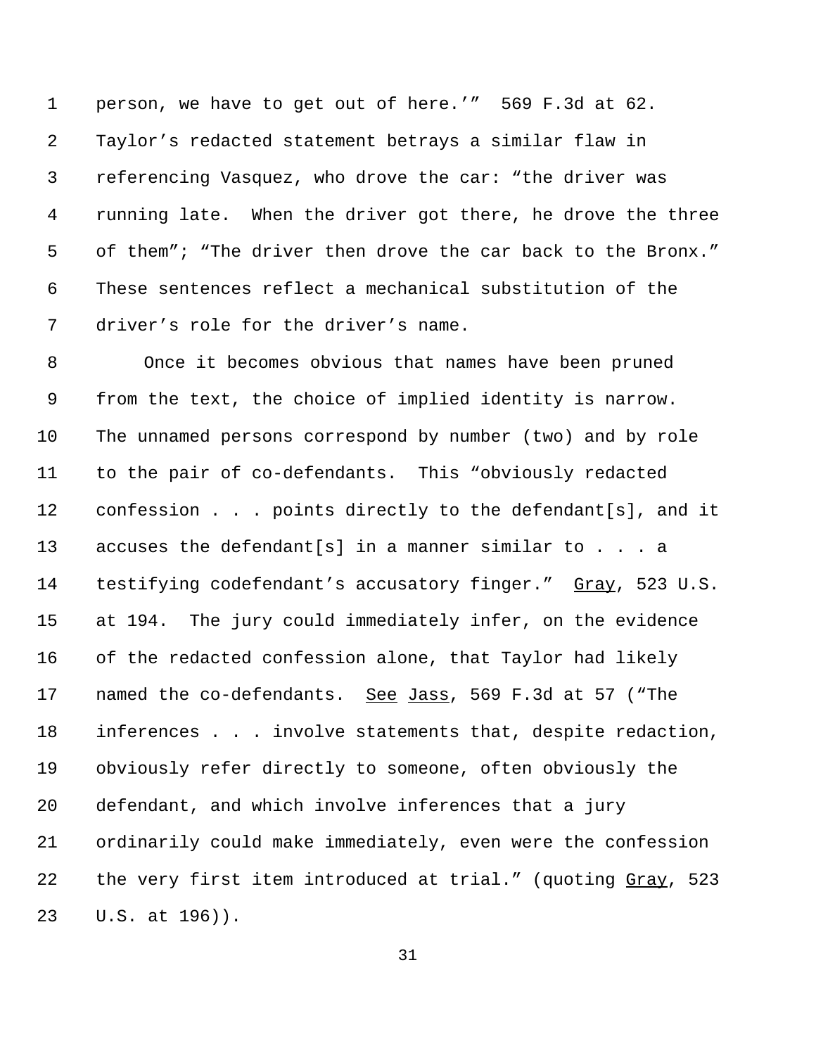person, we have to get out of here.'" 569 F.3d at 62. Taylor's redacted statement betrays a similar flaw in referencing Vasquez, who drove the car: "the driver was running late. When the driver got there, he drove the three of them"; "The driver then drove the car back to the Bronx." These sentences reflect a mechanical substitution of the driver's role for the driver's name.

Once it becomes obvious that names have been pruned from the text, the choice of implied identity is narrow. The unnamed persons correspond by number (two) and by role to the pair of co-defendants. This "obviously redacted confession . . . points directly to the defendant[s], and it accuses the defendant[s] in a manner similar to . . . a testifying codefendant's accusatory finger." Gray, 523 U.S. at 194. The jury could immediately infer, on the evidence of the redacted confession alone, that Taylor had likely named the co-defendants. See Jass, 569 F.3d at 57 ("The inferences . . . involve statements that, despite redaction, obviously refer directly to someone, often obviously the defendant, and which involve inferences that a jury ordinarily could make immediately, even were the confession the very first item introduced at trial." (quoting Gray, 523 U.S. at 196)).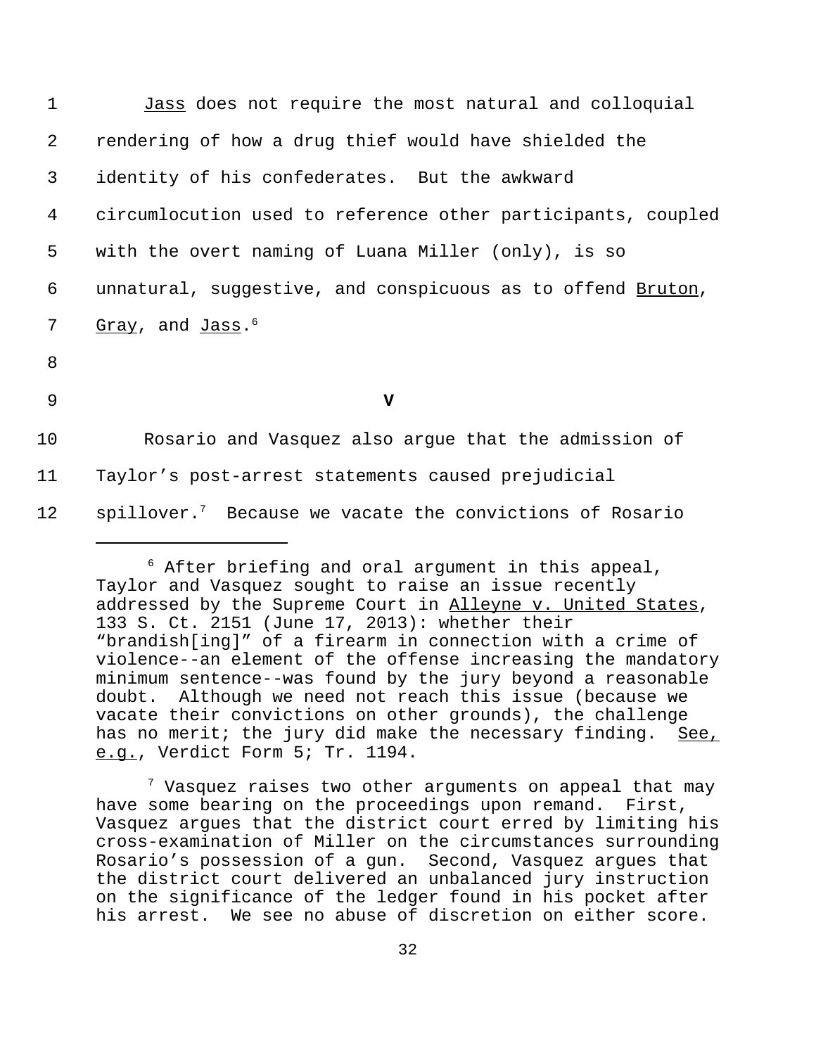*Jass* does not require the most natural and colloquial rendering of how a drug thief would have shielded the identity of his confederates. But the awkward circumlocution used to reference other participants, coupled with the overt naming of Luana Miller (only), is so unnatural, suggestive, and conspicuous as to offend *Bruton*, *Gray*, and *Jass*.[6]

## V

Rosario and Vasquez also argue that the admission of Taylor's post-arrest statements caused prejudicial spillover.[7] Because we vacate the convictions of Rosario

---

[6] After briefing and oral argument in this appeal, Taylor and Vasquez sought to raise an issue recently addressed by the Supreme Court in *Alleyne v. United States*, 133 S. Ct. 2151 (June 17, 2013): whether their "brandish[ing]" of a firearm in connection with a crime of violence--an element of the offense increasing the mandatory minimum sentence--was found by the jury beyond a reasonable doubt. Although we need not reach this issue (because we vacate their convictions on other grounds), the challenge has no merit; the jury did make the necessary finding. *See, e.g.*, Verdict Form 5; Tr. 1194.

[7] Vasquez raises two other arguments on appeal that may have some bearing on the proceedings upon remand. First, Vasquez argues that the district court erred by limiting his cross-examination of Miller on the circumstances surrounding Rosario's possession of a gun. Second, Vasquez argues that the district court delivered an unbalanced jury instruction on the significance of the ledger found in his pocket after his arrest. We see no abuse of discretion on either score.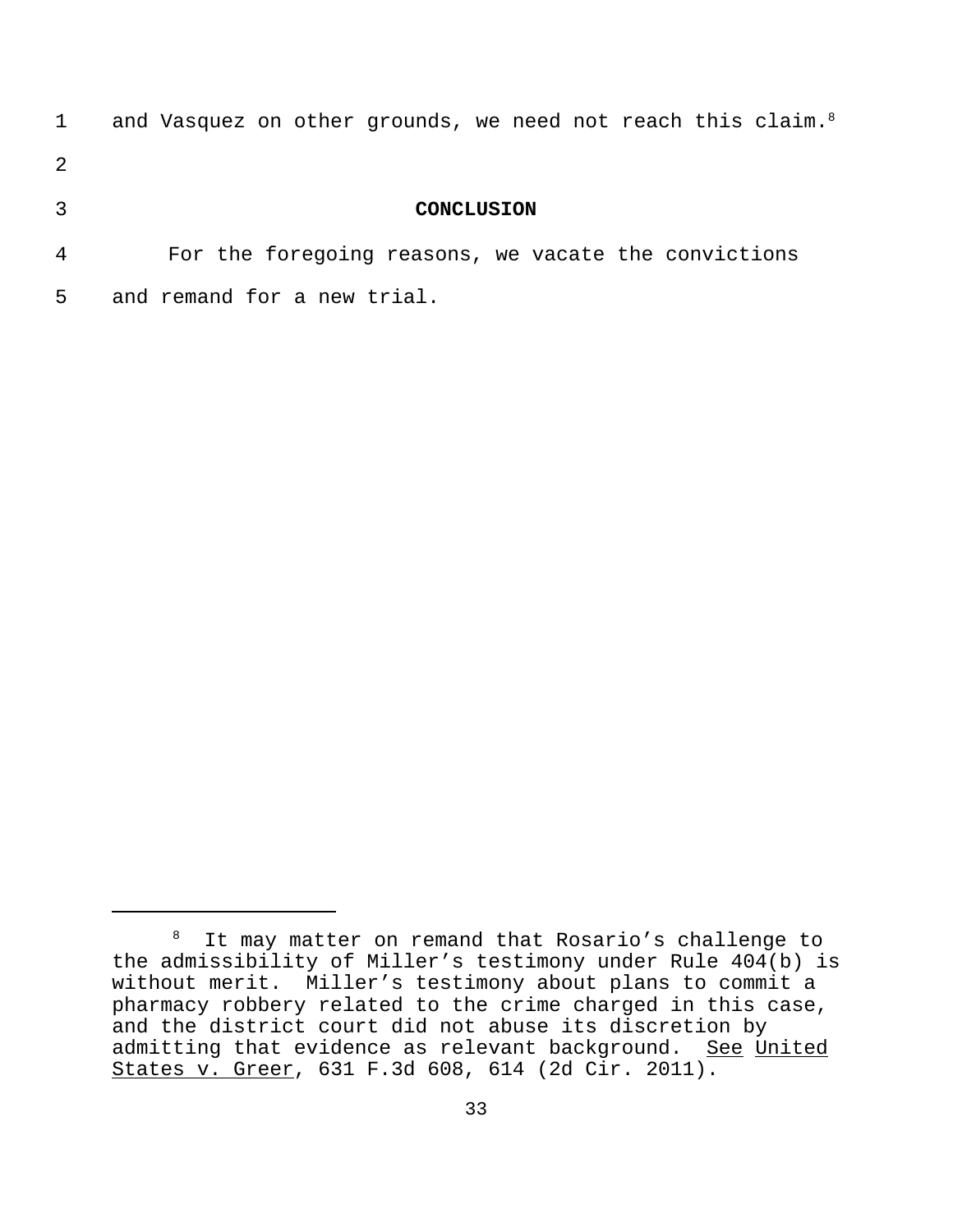and Vasquez on other grounds, we need not reach this claim.[8]

## CONCLUSION

For the foregoing reasons, we vacate the convictions and remand for a new trial.

---

[8] It may matter on remand that Rosario's challenge to the admissibility of Miller's testimony under Rule 404(b) is without merit. Miller's testimony about plans to commit a pharmacy robbery related to the crime charged in this case, and the district court did not abuse its discretion by admitting that evidence as relevant background. See United States v. Greer, 631 F.3d 608, 614 (2d Cir. 2011).